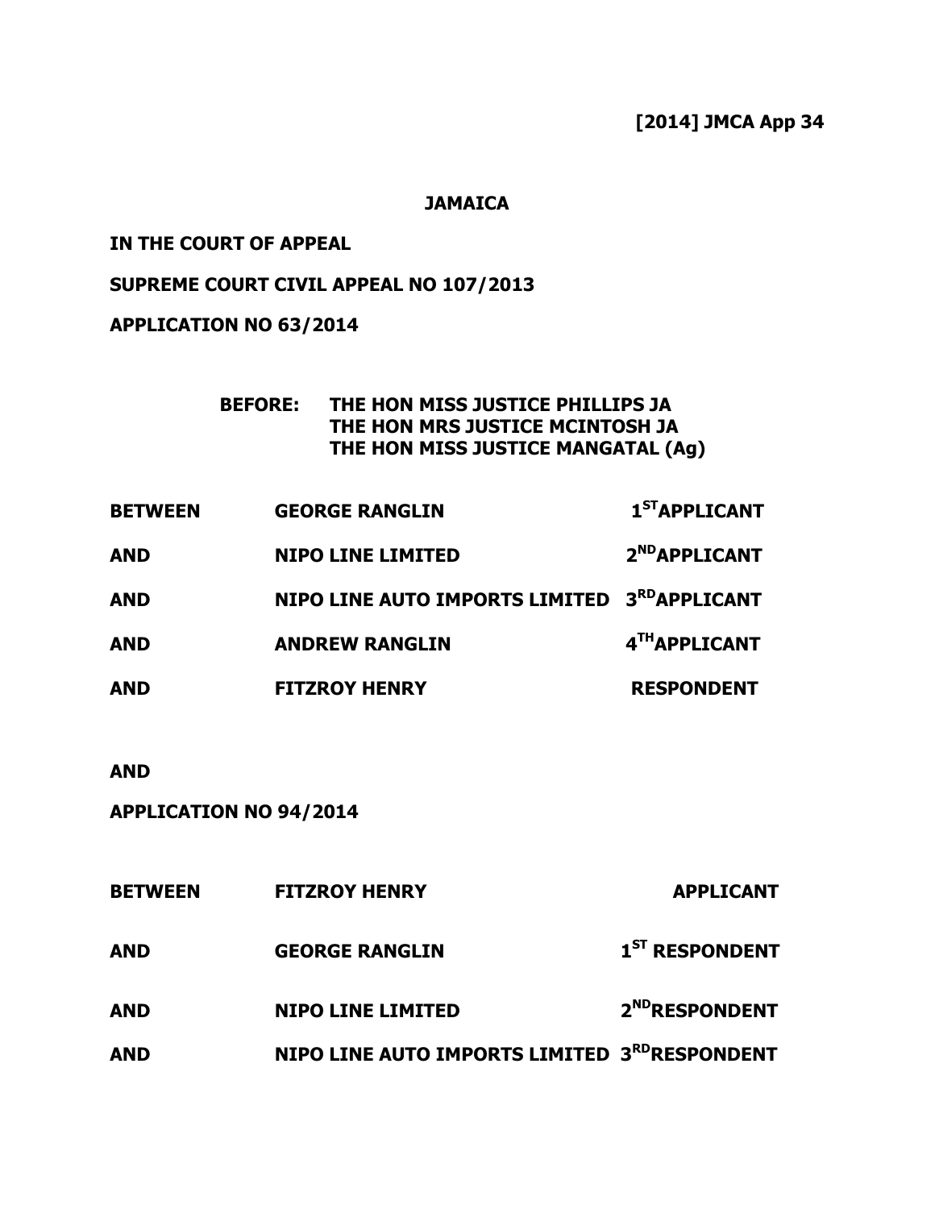**[2014] JMCA App 34**

**JAMAICA**

**IN THE COURT OF APPEAL**

**SUPREME COURT CIVIL APPEAL NO 107/2013**

**APPLICATION NO 63/2014**

**BEFORE: THE HON MISS JUSTICE PHILLIPS JA**
**THE HON MRS JUSTICE MCINTOSH JA**
**THE HON MISS JUSTICE MANGATAL (Ag)**

| | | |
|---|---|---|
| **BETWEEN** | **GEORGE RANGLIN** | **1ST APPLICANT** |
| **AND** | **NIPO LINE LIMITED** | **2ND APPLICANT** |
| **AND** | **NIPO LINE AUTO IMPORTS LIMITED** | **3RD APPLICANT** |
| **AND** | **ANDREW RANGLIN** | **4TH APPLICANT** |
| **AND** | **FITZROY HENRY** | **RESPONDENT** |

**AND**

**APPLICATION NO 94/2014**

| | | |
|---|---|---|
| **BETWEEN** | **FITZROY HENRY** | **APPLICANT** |
| **AND** | **GEORGE RANGLIN** | **1ST RESPONDENT** |
| **AND** | **NIPO LINE LIMITED** | **2ND RESPONDENT** |
| **AND** | **NIPO LINE AUTO IMPORTS LIMITED** | **3RD RESPONDENT** |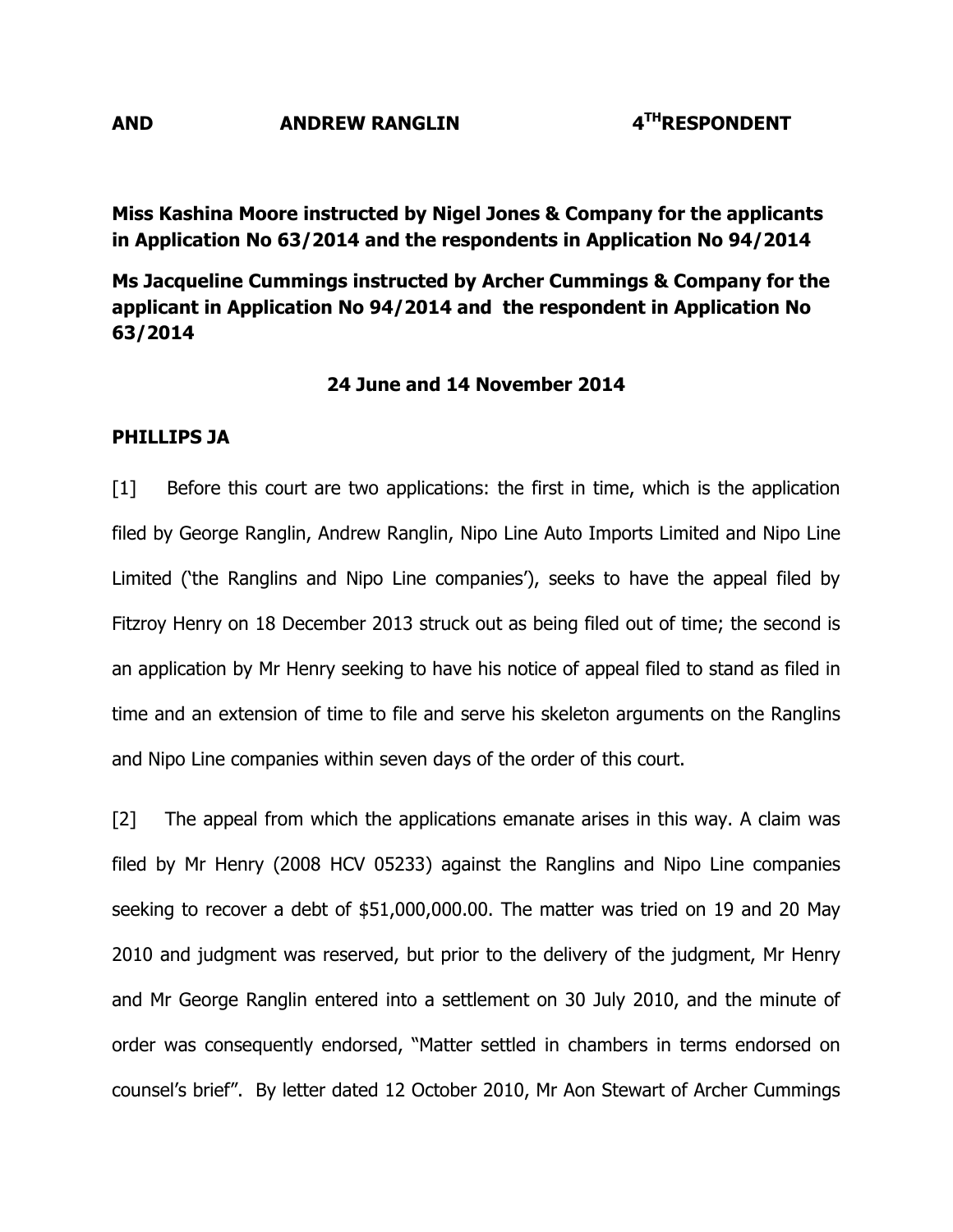**AND ANDREW RANGLIN 4TH RESPONDENT**

**Miss Kashina Moore instructed by Nigel Jones & Company for the applicants in Application No 63/2014 and the respondents in Application No 94/2014**

**Ms Jacqueline Cummings instructed by Archer Cummings & Company for the applicant in Application No 94/2014 and the respondent in Application No 63/2014**

**24 June and 14 November 2014**

**PHILLIPS JA**

[1] Before this court are two applications: the first in time, which is the application filed by George Ranglin, Andrew Ranglin, Nipo Line Auto Imports Limited and Nipo Line Limited ('the Ranglins and Nipo Line companies'), seeks to have the appeal filed by Fitzroy Henry on 18 December 2013 struck out as being filed out of time; the second is an application by Mr Henry seeking to have his notice of appeal filed to stand as filed in time and an extension of time to file and serve his skeleton arguments on the Ranglins and Nipo Line companies within seven days of the order of this court.

[2] The appeal from which the applications emanate arises in this way. A claim was filed by Mr Henry (2008 HCV 05233) against the Ranglins and Nipo Line companies seeking to recover a debt of $51,000,000.00. The matter was tried on 19 and 20 May 2010 and judgment was reserved, but prior to the delivery of the judgment, Mr Henry and Mr George Ranglin entered into a settlement on 30 July 2010, and the minute of order was consequently endorsed, "Matter settled in chambers in terms endorsed on counsel's brief". By letter dated 12 October 2010, Mr Aon Stewart of Archer Cummings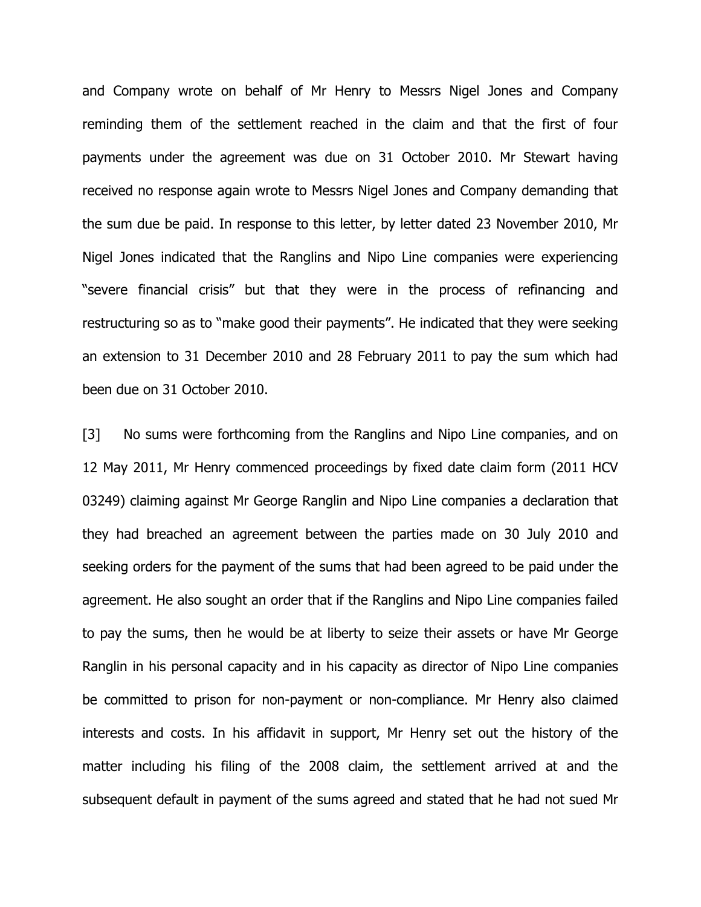and Company wrote on behalf of Mr Henry to Messrs Nigel Jones and Company reminding them of the settlement reached in the claim and that the first of four payments under the agreement was due on 31 October 2010. Mr Stewart having received no response again wrote to Messrs Nigel Jones and Company demanding that the sum due be paid. In response to this letter, by letter dated 23 November 2010, Mr Nigel Jones indicated that the Ranglins and Nipo Line companies were experiencing "severe financial crisis" but that they were in the process of refinancing and restructuring so as to "make good their payments". He indicated that they were seeking an extension to 31 December 2010 and 28 February 2011 to pay the sum which had been due on 31 October 2010.

[3] No sums were forthcoming from the Ranglins and Nipo Line companies, and on 12 May 2011, Mr Henry commenced proceedings by fixed date claim form (2011 HCV 03249) claiming against Mr George Ranglin and Nipo Line companies a declaration that they had breached an agreement between the parties made on 30 July 2010 and seeking orders for the payment of the sums that had been agreed to be paid under the agreement. He also sought an order that if the Ranglins and Nipo Line companies failed to pay the sums, then he would be at liberty to seize their assets or have Mr George Ranglin in his personal capacity and in his capacity as director of Nipo Line companies be committed to prison for non-payment or non-compliance. Mr Henry also claimed interests and costs. In his affidavit in support, Mr Henry set out the history of the matter including his filing of the 2008 claim, the settlement arrived at and the subsequent default in payment of the sums agreed and stated that he had not sued Mr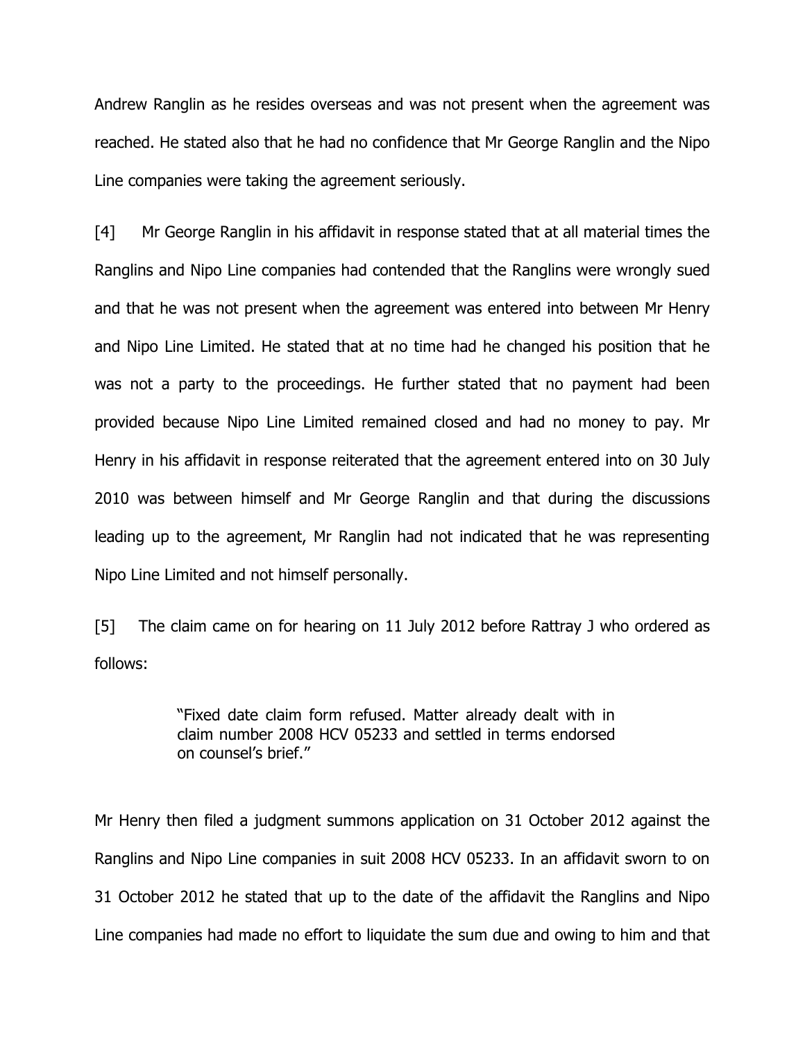Andrew Ranglin as he resides overseas and was not present when the agreement was reached. He stated also that he had no confidence that Mr George Ranglin and the Nipo Line companies were taking the agreement seriously.

[4] Mr George Ranglin in his affidavit in response stated that at all material times the Ranglins and Nipo Line companies had contended that the Ranglins were wrongly sued and that he was not present when the agreement was entered into between Mr Henry and Nipo Line Limited. He stated that at no time had he changed his position that he was not a party to the proceedings. He further stated that no payment had been provided because Nipo Line Limited remained closed and had no money to pay. Mr Henry in his affidavit in response reiterated that the agreement entered into on 30 July 2010 was between himself and Mr George Ranglin and that during the discussions leading up to the agreement, Mr Ranglin had not indicated that he was representing Nipo Line Limited and not himself personally.

[5] The claim came on for hearing on 11 July 2012 before Rattray J who ordered as follows:

> "Fixed date claim form refused. Matter already dealt with in claim number 2008 HCV 05233 and settled in terms endorsed on counsel's brief."

Mr Henry then filed a judgment summons application on 31 October 2012 against the Ranglins and Nipo Line companies in suit 2008 HCV 05233. In an affidavit sworn to on 31 October 2012 he stated that up to the date of the affidavit the Ranglins and Nipo Line companies had made no effort to liquidate the sum due and owing to him and that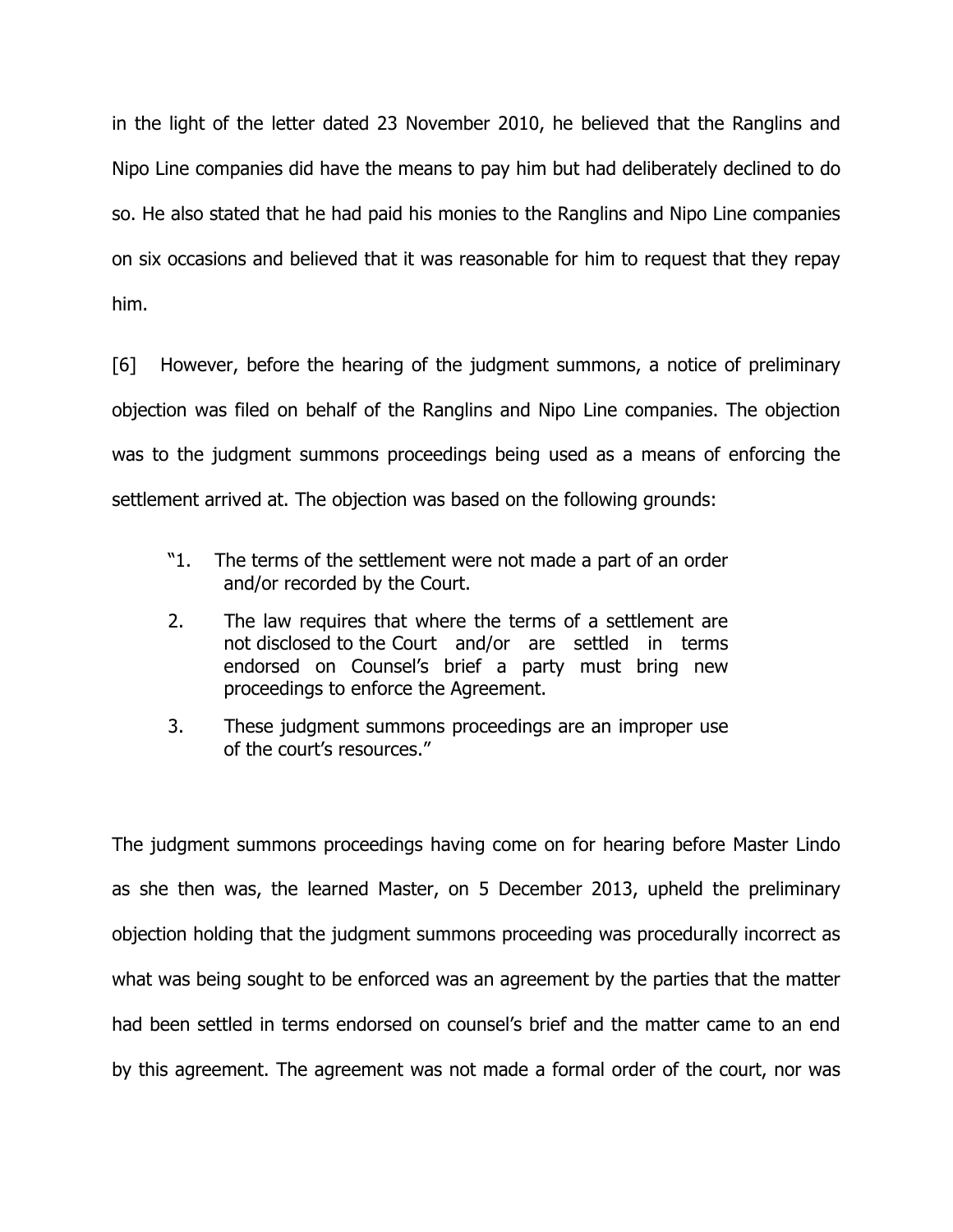in the light of the letter dated 23 November 2010, he believed that the Ranglins and Nipo Line companies did have the means to pay him but had deliberately declined to do so. He also stated that he had paid his monies to the Ranglins and Nipo Line companies on six occasions and believed that it was reasonable for him to request that they repay him.

[6] However, before the hearing of the judgment summons, a notice of preliminary objection was filed on behalf of the Ranglins and Nipo Line companies. The objection was to the judgment summons proceedings being used as a means of enforcing the settlement arrived at. The objection was based on the following grounds:

> "1. The terms of the settlement were not made a part of an order and/or recorded by the Court.
>
> 2. The law requires that where the terms of a settlement are not disclosed to the Court and/or are settled in terms endorsed on Counsel's brief a party must bring new proceedings to enforce the Agreement.
>
> 3. These judgment summons proceedings are an improper use of the court's resources."

The judgment summons proceedings having come on for hearing before Master Lindo as she then was, the learned Master, on 5 December 2013, upheld the preliminary objection holding that the judgment summons proceeding was procedurally incorrect as what was being sought to be enforced was an agreement by the parties that the matter had been settled in terms endorsed on counsel's brief and the matter came to an end by this agreement. The agreement was not made a formal order of the court, nor was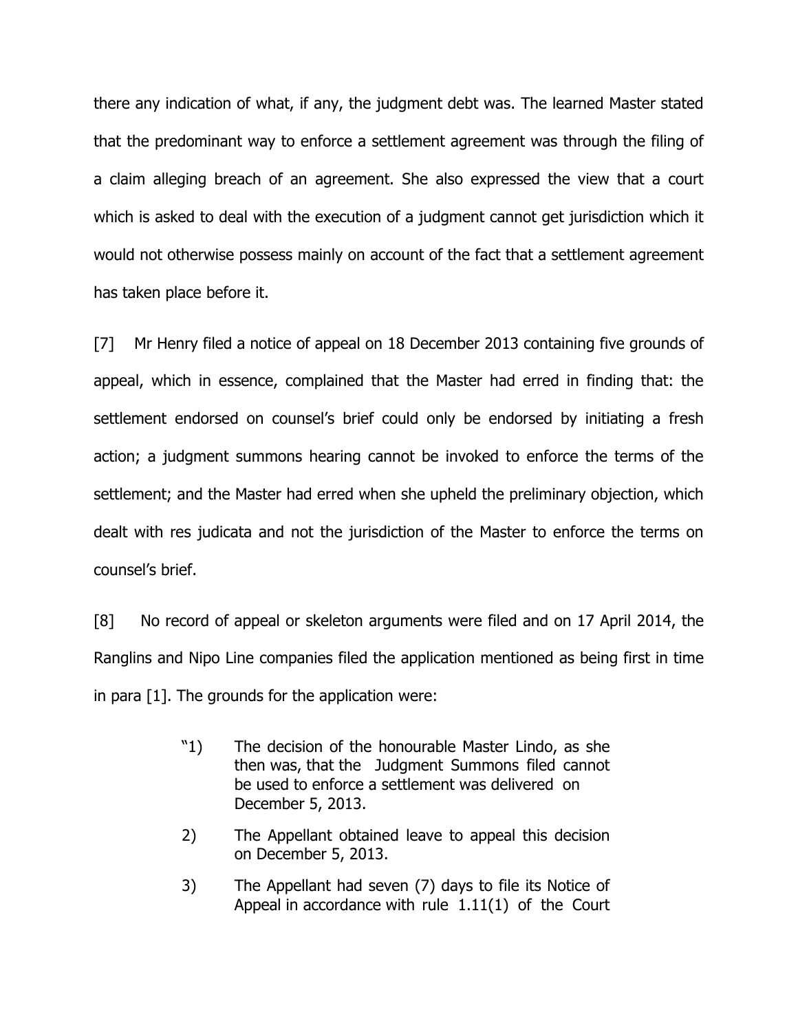there any indication of what, if any, the judgment debt was. The learned Master stated that the predominant way to enforce a settlement agreement was through the filing of a claim alleging breach of an agreement. She also expressed the view that a court which is asked to deal with the execution of a judgment cannot get jurisdiction which it would not otherwise possess mainly on account of the fact that a settlement agreement has taken place before it.

[7] Mr Henry filed a notice of appeal on 18 December 2013 containing five grounds of appeal, which in essence, complained that the Master had erred in finding that: the settlement endorsed on counsel's brief could only be endorsed by initiating a fresh action; a judgment summons hearing cannot be invoked to enforce the terms of the settlement; and the Master had erred when she upheld the preliminary objection, which dealt with res judicata and not the jurisdiction of the Master to enforce the terms on counsel's brief.

[8] No record of appeal or skeleton arguments were filed and on 17 April 2014, the Ranglins and Nipo Line companies filed the application mentioned as being first in time in para [1]. The grounds for the application were:

> "1) The decision of the honourable Master Lindo, as she then was, that the Judgment Summons filed cannot be used to enforce a settlement was delivered on December 5, 2013.
>
> 2) The Appellant obtained leave to appeal this decision on December 5, 2013.
>
> 3) The Appellant had seven (7) days to file its Notice of Appeal in accordance with rule 1.11(1) of the Court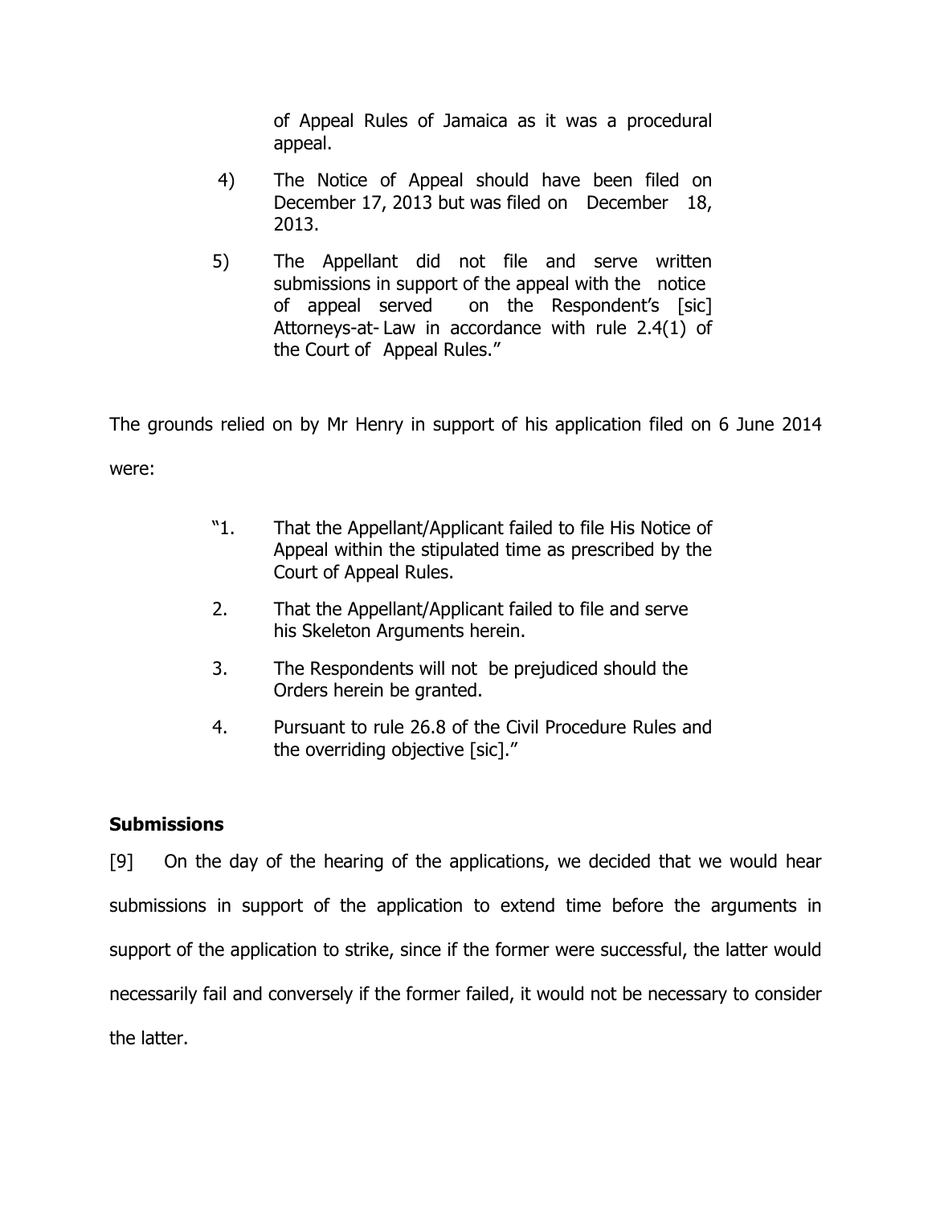of Appeal Rules of Jamaica as it was a procedural appeal.

4) The Notice of Appeal should have been filed on December 17, 2013 but was filed on December 18, 2013.

5) The Appellant did not file and serve written submissions in support of the appeal with the notice of appeal served on the Respondent's [sic] Attorneys-at- Law in accordance with rule 2.4(1) of the Court of Appeal Rules."

The grounds relied on by Mr Henry in support of his application filed on 6 June 2014 were:

> "1. That the Appellant/Applicant failed to file His Notice of Appeal within the stipulated time as prescribed by the Court of Appeal Rules.
>
> 2. That the Appellant/Applicant failed to file and serve his Skeleton Arguments herein.
>
> 3. The Respondents will not be prejudiced should the Orders herein be granted.
>
> 4. Pursuant to rule 26.8 of the Civil Procedure Rules and the overriding objective [sic]."

### Submissions

[9] On the day of the hearing of the applications, we decided that we would hear submissions in support of the application to extend time before the arguments in support of the application to strike, since if the former were successful, the latter would necessarily fail and conversely if the former failed, it would not be necessary to consider the latter.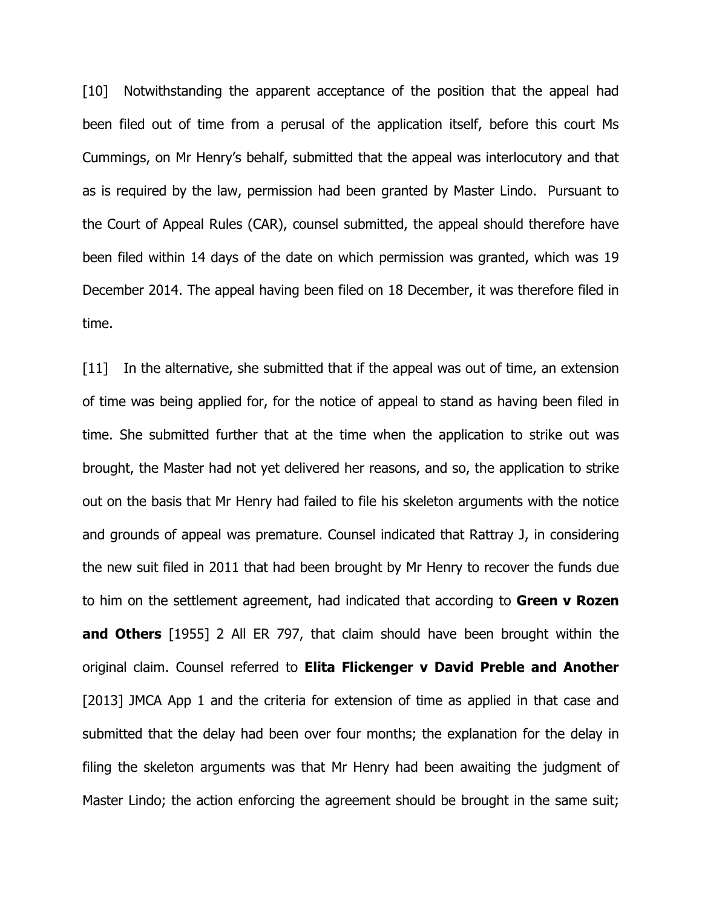[10] Notwithstanding the apparent acceptance of the position that the appeal had been filed out of time from a perusal of the application itself, before this court Ms Cummings, on Mr Henry's behalf, submitted that the appeal was interlocutory and that as is required by the law, permission had been granted by Master Lindo. Pursuant to the Court of Appeal Rules (CAR), counsel submitted, the appeal should therefore have been filed within 14 days of the date on which permission was granted, which was 19 December 2014. The appeal having been filed on 18 December, it was therefore filed in time.

[11] In the alternative, she submitted that if the appeal was out of time, an extension of time was being applied for, for the notice of appeal to stand as having been filed in time. She submitted further that at the time when the application to strike out was brought, the Master had not yet delivered her reasons, and so, the application to strike out on the basis that Mr Henry had failed to file his skeleton arguments with the notice and grounds of appeal was premature. Counsel indicated that Rattray J, in considering the new suit filed in 2011 that had been brought by Mr Henry to recover the funds due to him on the settlement agreement, had indicated that according to **Green v Rozen and Others** [1955] 2 All ER 797, that claim should have been brought within the original claim. Counsel referred to **Elita Flickenger v David Preble and Another** [2013] JMCA App 1 and the criteria for extension of time as applied in that case and submitted that the delay had been over four months; the explanation for the delay in filing the skeleton arguments was that Mr Henry had been awaiting the judgment of Master Lindo; the action enforcing the agreement should be brought in the same suit;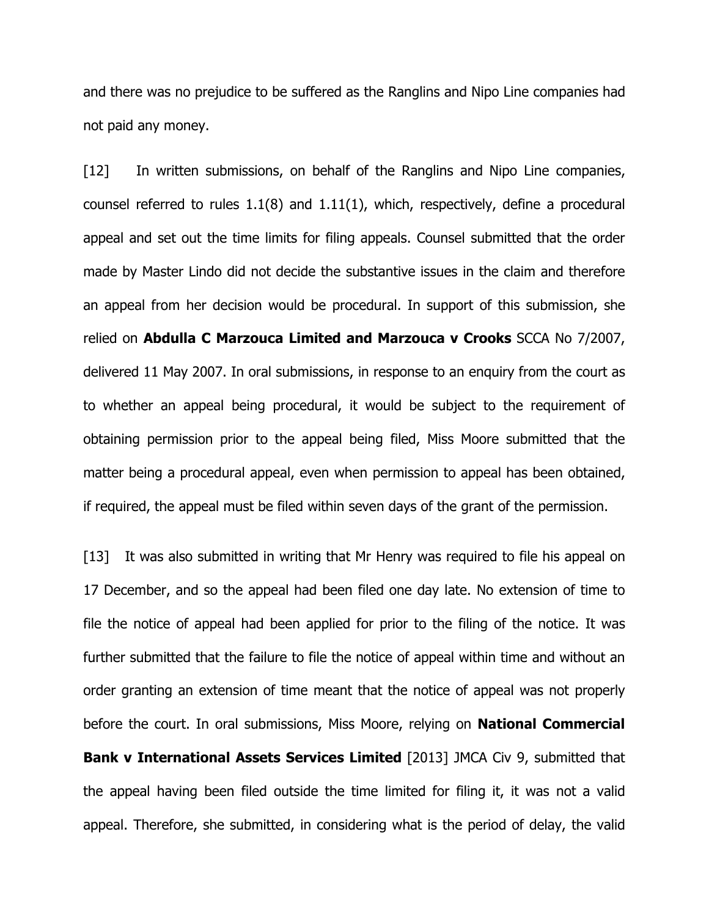and there was no prejudice to be suffered as the Ranglins and Nipo Line companies had not paid any money.

[12] In written submissions, on behalf of the Ranglins and Nipo Line companies, counsel referred to rules 1.1(8) and 1.11(1), which, respectively, define a procedural appeal and set out the time limits for filing appeals. Counsel submitted that the order made by Master Lindo did not decide the substantive issues in the claim and therefore an appeal from her decision would be procedural. In support of this submission, she relied on **Abdulla C Marzouca Limited and Marzouca v Crooks** SCCA No 7/2007, delivered 11 May 2007. In oral submissions, in response to an enquiry from the court as to whether an appeal being procedural, it would be subject to the requirement of obtaining permission prior to the appeal being filed, Miss Moore submitted that the matter being a procedural appeal, even when permission to appeal has been obtained, if required, the appeal must be filed within seven days of the grant of the permission.

[13] It was also submitted in writing that Mr Henry was required to file his appeal on 17 December, and so the appeal had been filed one day late. No extension of time to file the notice of appeal had been applied for prior to the filing of the notice. It was further submitted that the failure to file the notice of appeal within time and without an order granting an extension of time meant that the notice of appeal was not properly before the court. In oral submissions, Miss Moore, relying on **National Commercial Bank v International Assets Services Limited** [2013] JMCA Civ 9, submitted that the appeal having been filed outside the time limited for filing it, it was not a valid appeal. Therefore, she submitted, in considering what is the period of delay, the valid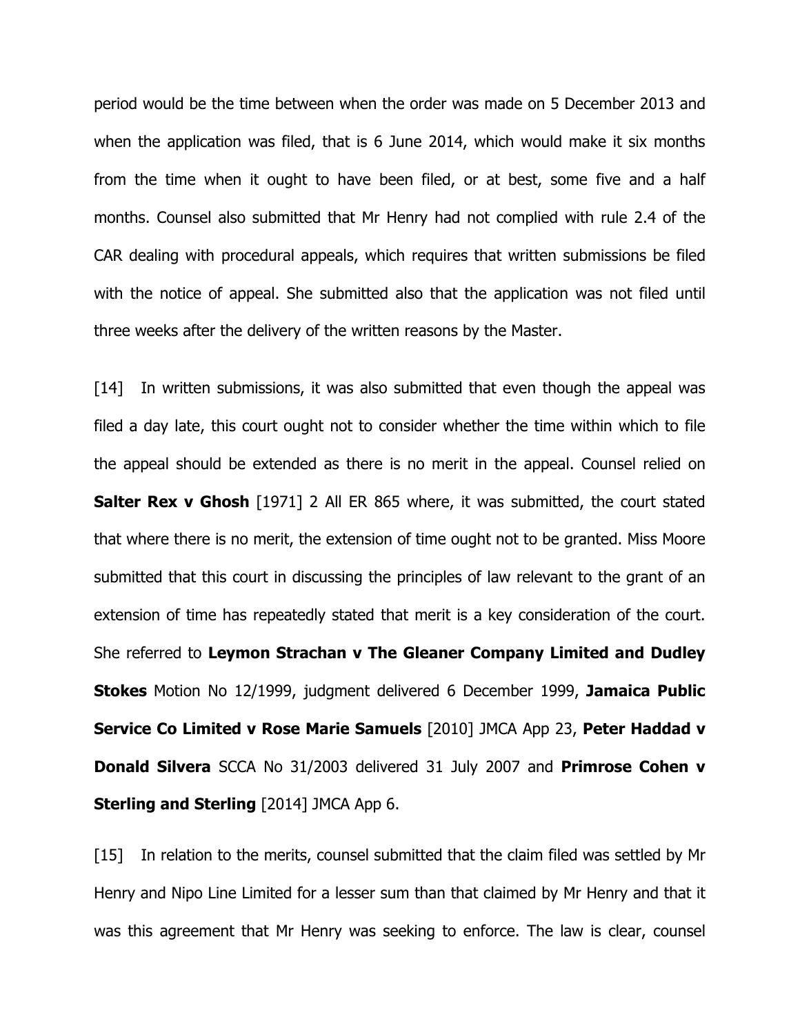period would be the time between when the order was made on 5 December 2013 and when the application was filed, that is 6 June 2014, which would make it six months from the time when it ought to have been filed, or at best, some five and a half months. Counsel also submitted that Mr Henry had not complied with rule 2.4 of the CAR dealing with procedural appeals, which requires that written submissions be filed with the notice of appeal. She submitted also that the application was not filed until three weeks after the delivery of the written reasons by the Master.

[14] In written submissions, it was also submitted that even though the appeal was filed a day late, this court ought not to consider whether the time within which to file the appeal should be extended as there is no merit in the appeal. Counsel relied on **Salter Rex v Ghosh** [1971] 2 All ER 865 where, it was submitted, the court stated that where there is no merit, the extension of time ought not to be granted. Miss Moore submitted that this court in discussing the principles of law relevant to the grant of an extension of time has repeatedly stated that merit is a key consideration of the court. She referred to **Leymon Strachan v The Gleaner Company Limited and Dudley Stokes** Motion No 12/1999, judgment delivered 6 December 1999, **Jamaica Public Service Co Limited v Rose Marie Samuels** [2010] JMCA App 23, **Peter Haddad v Donald Silvera** SCCA No 31/2003 delivered 31 July 2007 and **Primrose Cohen v Sterling and Sterling** [2014] JMCA App 6.

[15] In relation to the merits, counsel submitted that the claim filed was settled by Mr Henry and Nipo Line Limited for a lesser sum than that claimed by Mr Henry and that it was this agreement that Mr Henry was seeking to enforce. The law is clear, counsel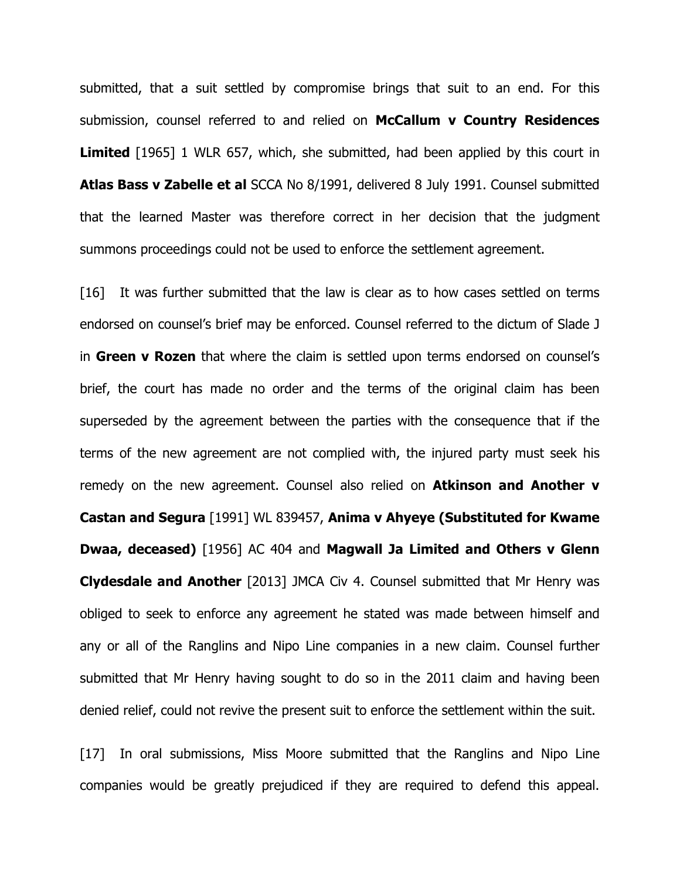submitted, that a suit settled by compromise brings that suit to an end. For this submission, counsel referred to and relied on **McCallum v Country Residences Limited** [1965] 1 WLR 657, which, she submitted, had been applied by this court in **Atlas Bass v Zabelle et al** SCCA No 8/1991, delivered 8 July 1991. Counsel submitted that the learned Master was therefore correct in her decision that the judgment summons proceedings could not be used to enforce the settlement agreement.

[16] It was further submitted that the law is clear as to how cases settled on terms endorsed on counsel's brief may be enforced. Counsel referred to the dictum of Slade J in **Green v Rozen** that where the claim is settled upon terms endorsed on counsel's brief, the court has made no order and the terms of the original claim has been superseded by the agreement between the parties with the consequence that if the terms of the new agreement are not complied with, the injured party must seek his remedy on the new agreement. Counsel also relied on **Atkinson and Another v Castan and Segura** [1991] WL 839457, **Anima v Ahyeye (Substituted for Kwame Dwaa, deceased)** [1956] AC 404 and **Magwall Ja Limited and Others v Glenn Clydesdale and Another** [2013] JMCA Civ 4. Counsel submitted that Mr Henry was obliged to seek to enforce any agreement he stated was made between himself and any or all of the Ranglins and Nipo Line companies in a new claim. Counsel further submitted that Mr Henry having sought to do so in the 2011 claim and having been denied relief, could not revive the present suit to enforce the settlement within the suit.

[17] In oral submissions, Miss Moore submitted that the Ranglins and Nipo Line companies would be greatly prejudiced if they are required to defend this appeal.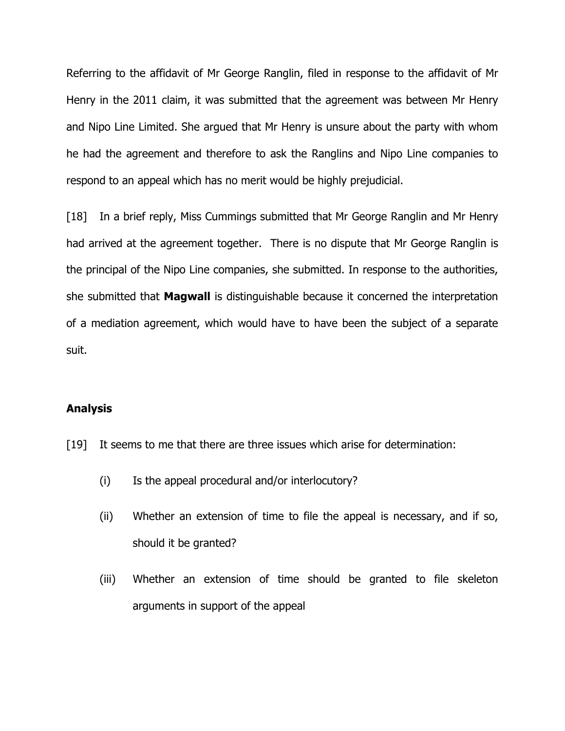Referring to the affidavit of Mr George Ranglin, filed in response to the affidavit of Mr Henry in the 2011 claim, it was submitted that the agreement was between Mr Henry and Nipo Line Limited. She argued that Mr Henry is unsure about the party with whom he had the agreement and therefore to ask the Ranglins and Nipo Line companies to respond to an appeal which has no merit would be highly prejudicial.

[18] In a brief reply, Miss Cummings submitted that Mr George Ranglin and Mr Henry had arrived at the agreement together. There is no dispute that Mr George Ranglin is the principal of the Nipo Line companies, she submitted. In response to the authorities, she submitted that **Magwall** is distinguishable because it concerned the interpretation of a mediation agreement, which would have to have been the subject of a separate suit.

## Analysis

[19] It seems to me that there are three issues which arise for determination:

(i) Is the appeal procedural and/or interlocutory?

(ii) Whether an extension of time to file the appeal is necessary, and if so, should it be granted?

(iii) Whether an extension of time should be granted to file skeleton arguments in support of the appeal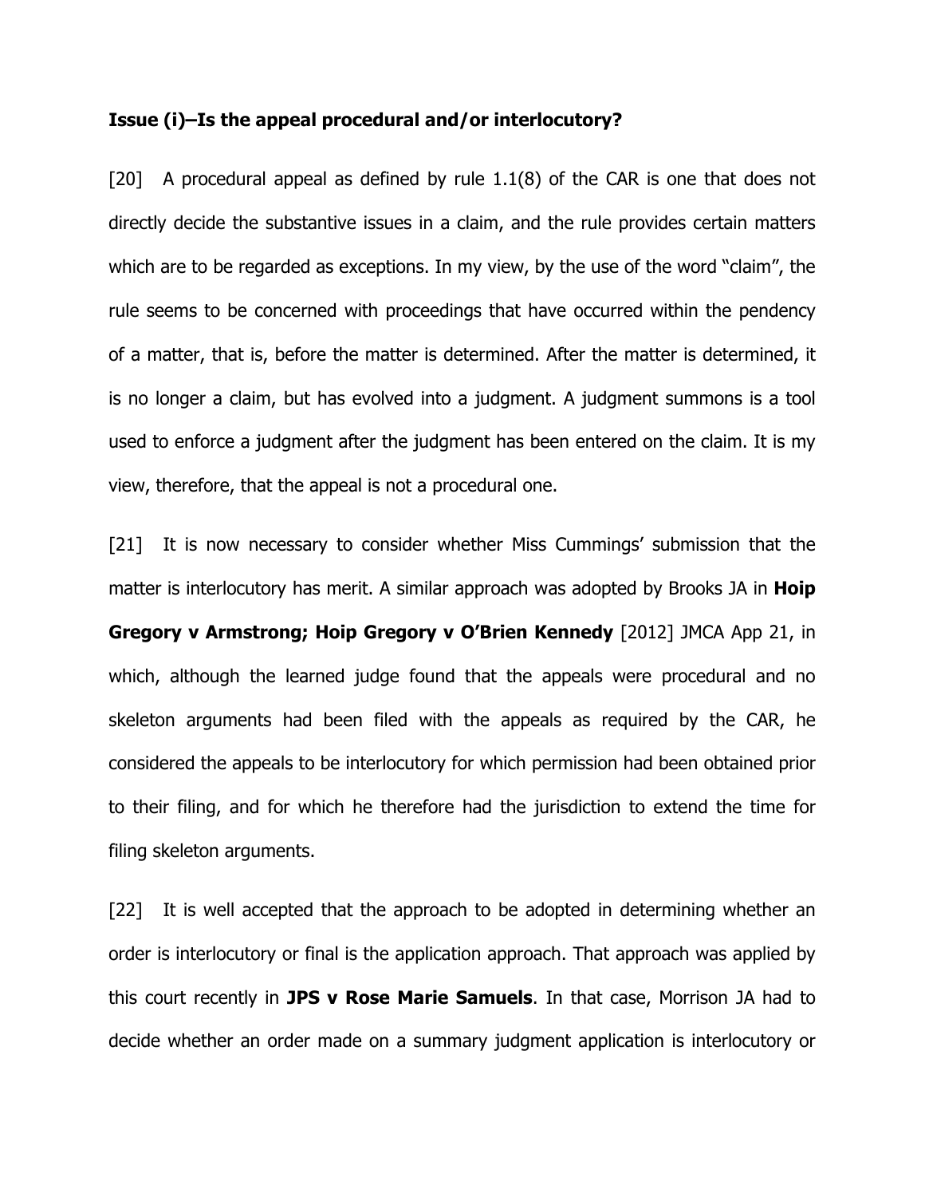**Issue (i)–Is the appeal procedural and/or interlocutory?**

[20] A procedural appeal as defined by rule 1.1(8) of the CAR is one that does not directly decide the substantive issues in a claim, and the rule provides certain matters which are to be regarded as exceptions. In my view, by the use of the word "claim", the rule seems to be concerned with proceedings that have occurred within the pendency of a matter, that is, before the matter is determined. After the matter is determined, it is no longer a claim, but has evolved into a judgment. A judgment summons is a tool used to enforce a judgment after the judgment has been entered on the claim. It is my view, therefore, that the appeal is not a procedural one.

[21] It is now necessary to consider whether Miss Cummings' submission that the matter is interlocutory has merit. A similar approach was adopted by Brooks JA in **Hoip Gregory v Armstrong; Hoip Gregory v O'Brien Kennedy** [2012] JMCA App 21, in which, although the learned judge found that the appeals were procedural and no skeleton arguments had been filed with the appeals as required by the CAR, he considered the appeals to be interlocutory for which permission had been obtained prior to their filing, and for which he therefore had the jurisdiction to extend the time for filing skeleton arguments.

[22] It is well accepted that the approach to be adopted in determining whether an order is interlocutory or final is the application approach. That approach was applied by this court recently in **JPS v Rose Marie Samuels**. In that case, Morrison JA had to decide whether an order made on a summary judgment application is interlocutory or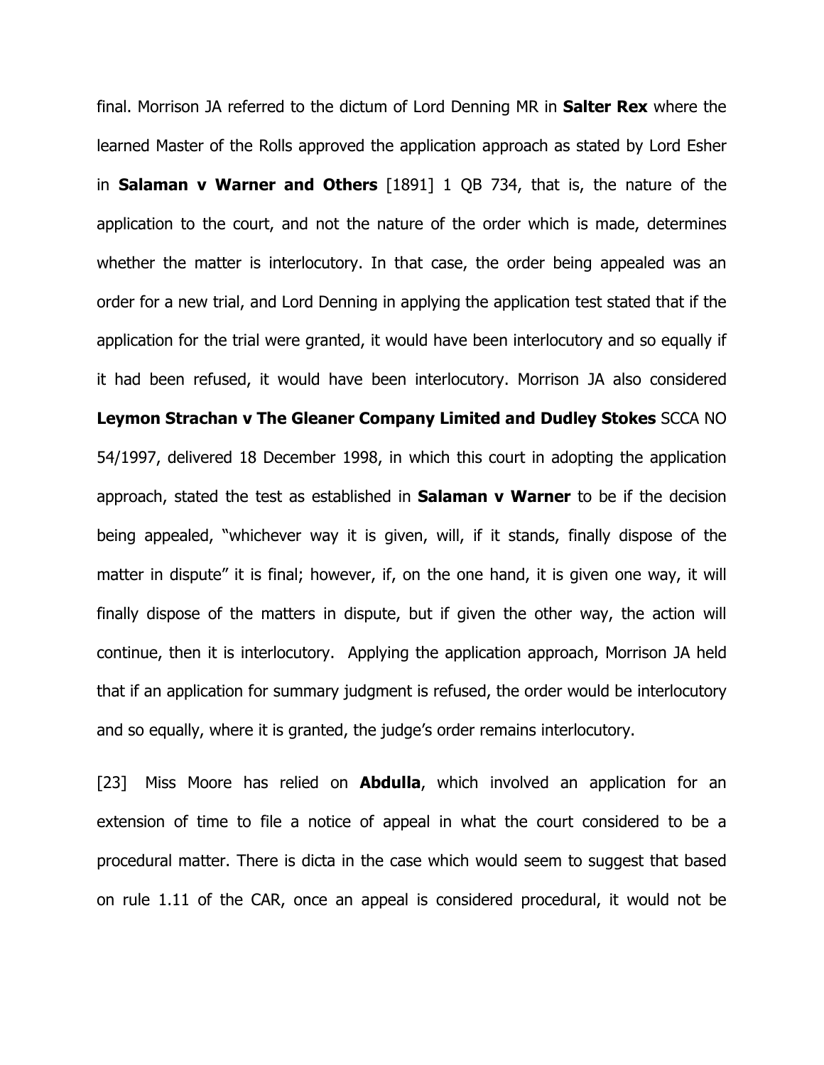final. Morrison JA referred to the dictum of Lord Denning MR in **Salter Rex** where the learned Master of the Rolls approved the application approach as stated by Lord Esher in **Salaman v Warner and Others** [1891] 1 QB 734, that is, the nature of the application to the court, and not the nature of the order which is made, determines whether the matter is interlocutory. In that case, the order being appealed was an order for a new trial, and Lord Denning in applying the application test stated that if the application for the trial were granted, it would have been interlocutory and so equally if it had been refused, it would have been interlocutory. Morrison JA also considered **Leymon Strachan v The Gleaner Company Limited and Dudley Stokes** SCCA NO 54/1997, delivered 18 December 1998, in which this court in adopting the application approach, stated the test as established in **Salaman v Warner** to be if the decision being appealed, "whichever way it is given, will, if it stands, finally dispose of the matter in dispute" it is final; however, if, on the one hand, it is given one way, it will finally dispose of the matters in dispute, but if given the other way, the action will continue, then it is interlocutory. Applying the application approach, Morrison JA held that if an application for summary judgment is refused, the order would be interlocutory and so equally, where it is granted, the judge's order remains interlocutory.

[23] Miss Moore has relied on **Abdulla**, which involved an application for an extension of time to file a notice of appeal in what the court considered to be a procedural matter. There is dicta in the case which would seem to suggest that based on rule 1.11 of the CAR, once an appeal is considered procedural, it would not be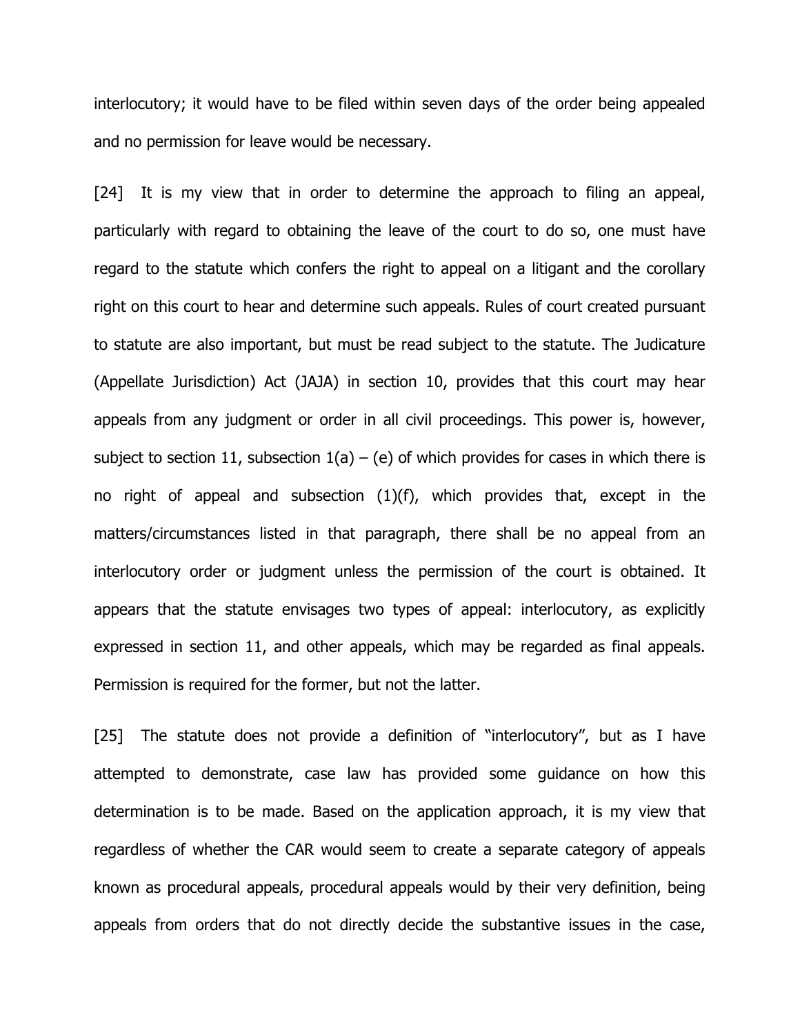interlocutory; it would have to be filed within seven days of the order being appealed and no permission for leave would be necessary.

[24] It is my view that in order to determine the approach to filing an appeal, particularly with regard to obtaining the leave of the court to do so, one must have regard to the statute which confers the right to appeal on a litigant and the corollary right on this court to hear and determine such appeals. Rules of court created pursuant to statute are also important, but must be read subject to the statute. The Judicature (Appellate Jurisdiction) Act (JAJA) in section 10, provides that this court may hear appeals from any judgment or order in all civil proceedings. This power is, however, subject to section 11, subsection 1(a) – (e) of which provides for cases in which there is no right of appeal and subsection (1)(f), which provides that, except in the matters/circumstances listed in that paragraph, there shall be no appeal from an interlocutory order or judgment unless the permission of the court is obtained. It appears that the statute envisages two types of appeal: interlocutory, as explicitly expressed in section 11, and other appeals, which may be regarded as final appeals. Permission is required for the former, but not the latter.

[25] The statute does not provide a definition of "interlocutory", but as I have attempted to demonstrate, case law has provided some guidance on how this determination is to be made. Based on the application approach, it is my view that regardless of whether the CAR would seem to create a separate category of appeals known as procedural appeals, procedural appeals would by their very definition, being appeals from orders that do not directly decide the substantive issues in the case,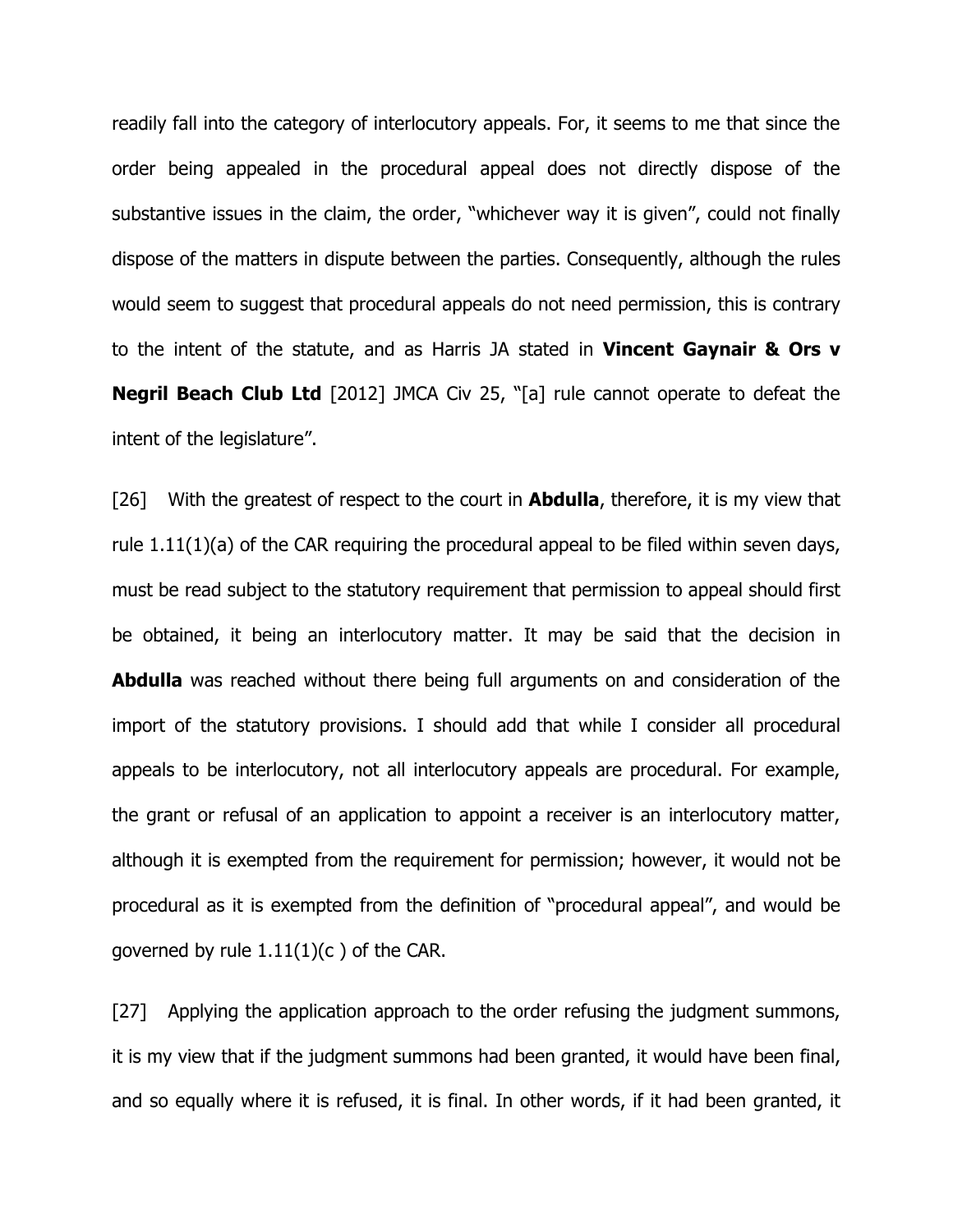readily fall into the category of interlocutory appeals. For, it seems to me that since the order being appealed in the procedural appeal does not directly dispose of the substantive issues in the claim, the order, "whichever way it is given", could not finally dispose of the matters in dispute between the parties. Consequently, although the rules would seem to suggest that procedural appeals do not need permission, this is contrary to the intent of the statute, and as Harris JA stated in **Vincent Gaynair & Ors v Negril Beach Club Ltd** [2012] JMCA Civ 25, "[a] rule cannot operate to defeat the intent of the legislature".

[26] With the greatest of respect to the court in **Abdulla**, therefore, it is my view that rule 1.11(1)(a) of the CAR requiring the procedural appeal to be filed within seven days, must be read subject to the statutory requirement that permission to appeal should first be obtained, it being an interlocutory matter. It may be said that the decision in **Abdulla** was reached without there being full arguments on and consideration of the import of the statutory provisions. I should add that while I consider all procedural appeals to be interlocutory, not all interlocutory appeals are procedural. For example, the grant or refusal of an application to appoint a receiver is an interlocutory matter, although it is exempted from the requirement for permission; however, it would not be procedural as it is exempted from the definition of "procedural appeal", and would be governed by rule 1.11(1)(c ) of the CAR.

[27] Applying the application approach to the order refusing the judgment summons, it is my view that if the judgment summons had been granted, it would have been final, and so equally where it is refused, it is final. In other words, if it had been granted, it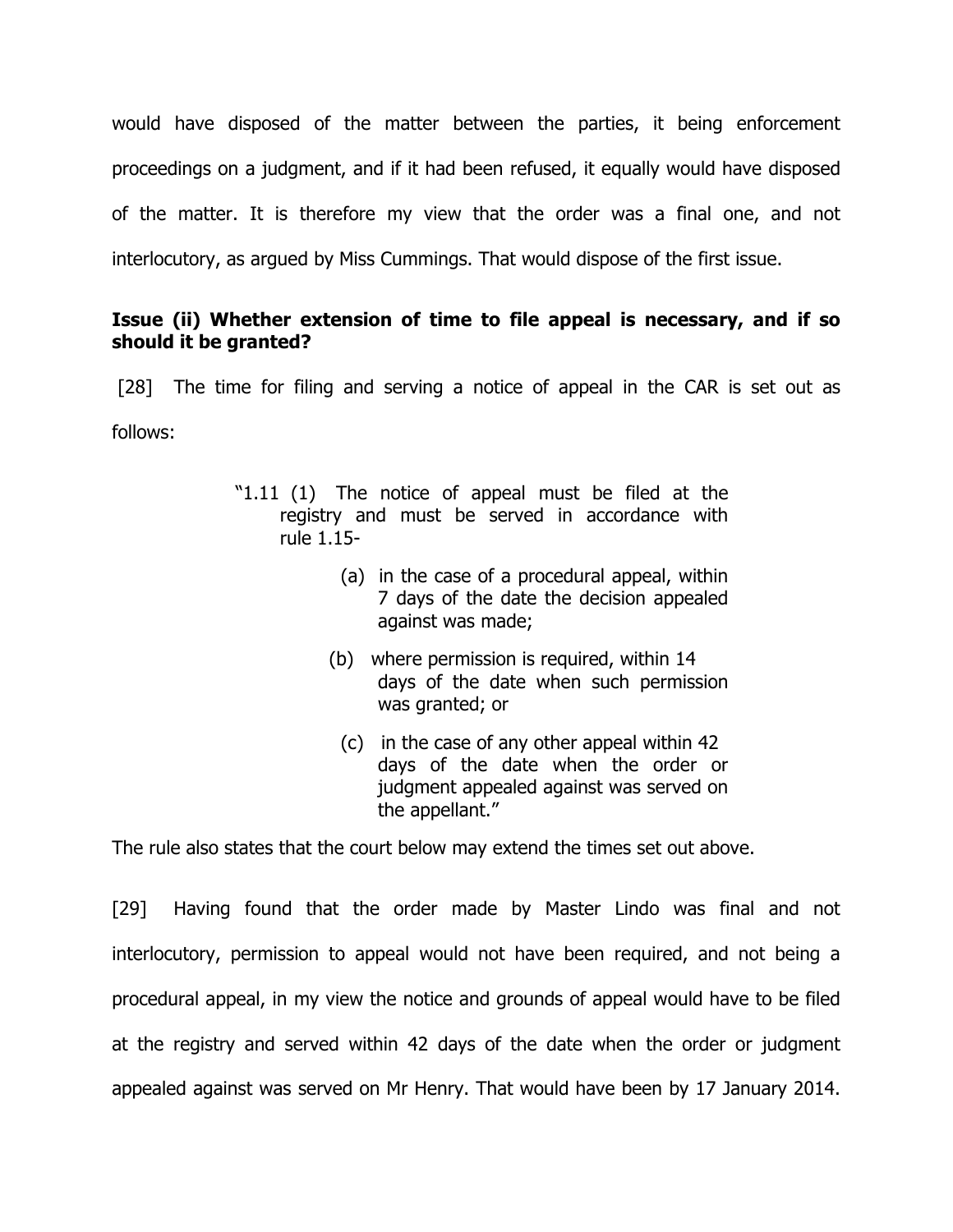would have disposed of the matter between the parties, it being enforcement proceedings on a judgment, and if it had been refused, it equally would have disposed of the matter. It is therefore my view that the order was a final one, and not interlocutory, as argued by Miss Cummings. That would dispose of the first issue.

**Issue (ii) Whether extension of time to file appeal is necessary, and if so should it be granted?**

[28] The time for filing and serving a notice of appeal in the CAR is set out as follows:

> "1.11 (1) The notice of appeal must be filed at the registry and must be served in accordance with rule 1.15-
>
> (a) in the case of a procedural appeal, within 7 days of the date the decision appealed against was made;
>
> (b) where permission is required, within 14 days of the date when such permission was granted; or
>
> (c) in the case of any other appeal within 42 days of the date when the order or judgment appealed against was served on the appellant."

The rule also states that the court below may extend the times set out above.

[29] Having found that the order made by Master Lindo was final and not interlocutory, permission to appeal would not have been required, and not being a procedural appeal, in my view the notice and grounds of appeal would have to be filed at the registry and served within 42 days of the date when the order or judgment appealed against was served on Mr Henry. That would have been by 17 January 2014.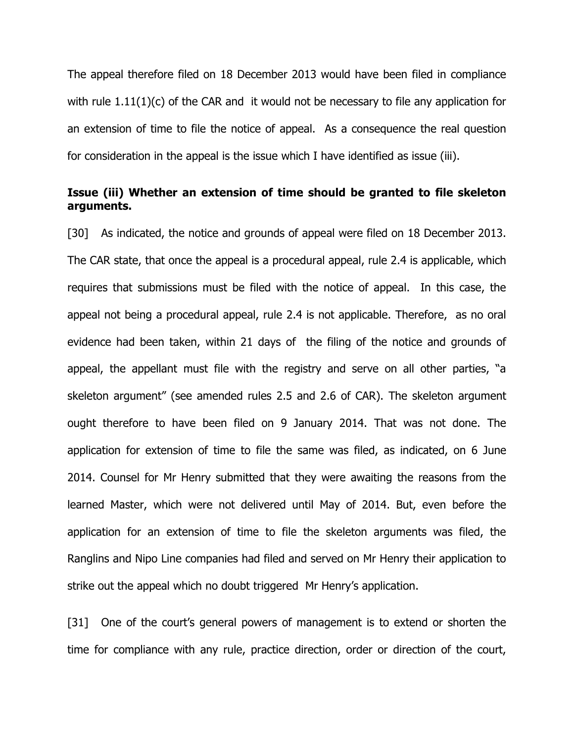The appeal therefore filed on 18 December 2013 would have been filed in compliance with rule 1.11(1)(c) of the CAR and it would not be necessary to file any application for an extension of time to file the notice of appeal. As a consequence the real question for consideration in the appeal is the issue which I have identified as issue (iii).

**Issue (iii) Whether an extension of time should be granted to file skeleton arguments.**

[30] As indicated, the notice and grounds of appeal were filed on 18 December 2013. The CAR state, that once the appeal is a procedural appeal, rule 2.4 is applicable, which requires that submissions must be filed with the notice of appeal. In this case, the appeal not being a procedural appeal, rule 2.4 is not applicable. Therefore, as no oral evidence had been taken, within 21 days of the filing of the notice and grounds of appeal, the appellant must file with the registry and serve on all other parties, "a skeleton argument" (see amended rules 2.5 and 2.6 of CAR). The skeleton argument ought therefore to have been filed on 9 January 2014. That was not done. The application for extension of time to file the same was filed, as indicated, on 6 June 2014. Counsel for Mr Henry submitted that they were awaiting the reasons from the learned Master, which were not delivered until May of 2014. But, even before the application for an extension of time to file the skeleton arguments was filed, the Ranglins and Nipo Line companies had filed and served on Mr Henry their application to strike out the appeal which no doubt triggered Mr Henry's application.

[31] One of the court's general powers of management is to extend or shorten the time for compliance with any rule, practice direction, order or direction of the court,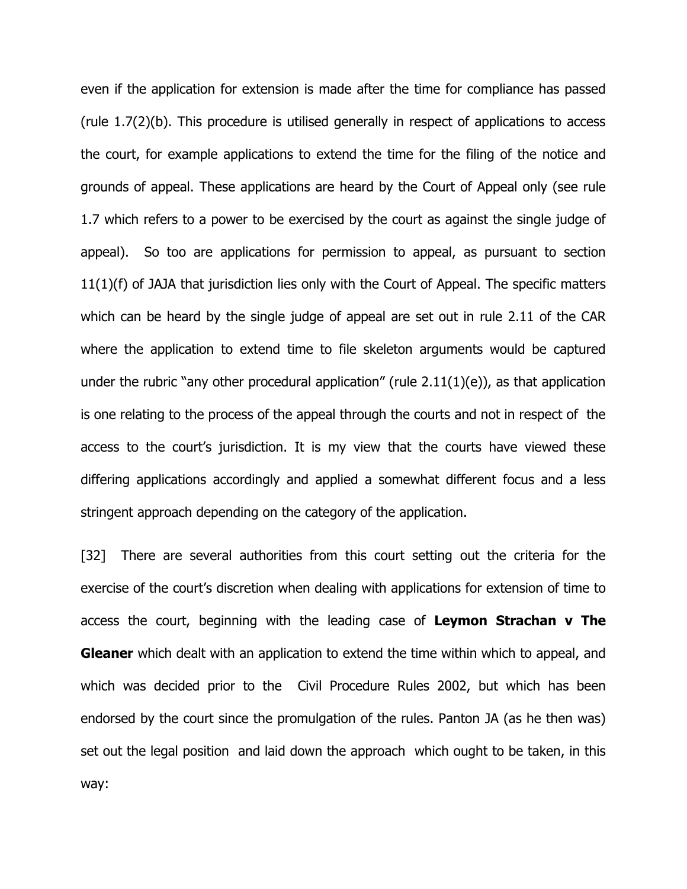even if the application for extension is made after the time for compliance has passed (rule 1.7(2)(b). This procedure is utilised generally in respect of applications to access the court, for example applications to extend the time for the filing of the notice and grounds of appeal. These applications are heard by the Court of Appeal only (see rule 1.7 which refers to a power to be exercised by the court as against the single judge of appeal). So too are applications for permission to appeal, as pursuant to section 11(1)(f) of JAJA that jurisdiction lies only with the Court of Appeal. The specific matters which can be heard by the single judge of appeal are set out in rule 2.11 of the CAR where the application to extend time to file skeleton arguments would be captured under the rubric "any other procedural application" (rule 2.11(1)(e)), as that application is one relating to the process of the appeal through the courts and not in respect of the access to the court's jurisdiction. It is my view that the courts have viewed these differing applications accordingly and applied a somewhat different focus and a less stringent approach depending on the category of the application.

[32] There are several authorities from this court setting out the criteria for the exercise of the court's discretion when dealing with applications for extension of time to access the court, beginning with the leading case of **Leymon Strachan v The Gleaner** which dealt with an application to extend the time within which to appeal, and which was decided prior to the Civil Procedure Rules 2002, but which has been endorsed by the court since the promulgation of the rules. Panton JA (as he then was) set out the legal position and laid down the approach which ought to be taken, in this way: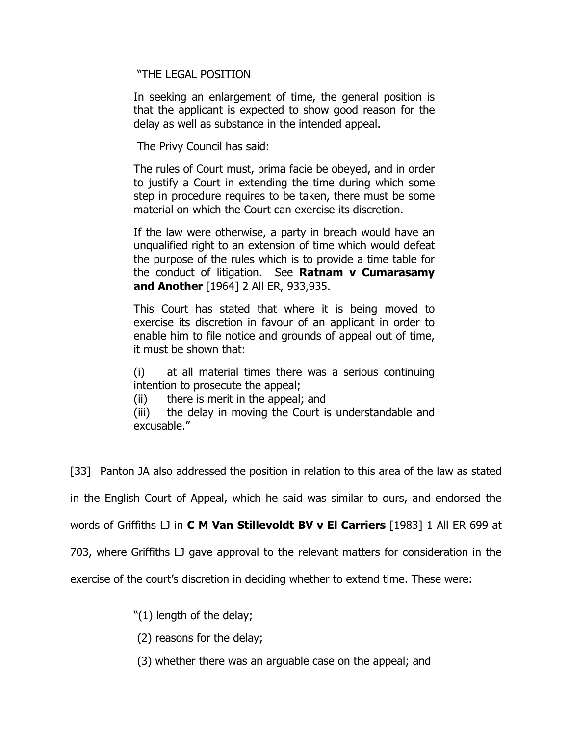"THE LEGAL POSITION

In seeking an enlargement of time, the general position is that the applicant is expected to show good reason for the delay as well as substance in the intended appeal.

The Privy Council has said:

The rules of Court must, prima facie be obeyed, and in order to justify a Court in extending the time during which some step in procedure requires to be taken, there must be some material on which the Court can exercise its discretion.

If the law were otherwise, a party in breach would have an unqualified right to an extension of time which would defeat the purpose of the rules which is to provide a time table for the conduct of litigation. See **Ratnam v Cumarasamy and Another** [1964] 2 All ER, 933,935.

This Court has stated that where it is being moved to exercise its discretion in favour of an applicant in order to enable him to file notice and grounds of appeal out of time, it must be shown that:

(i) at all material times there was a serious continuing intention to prosecute the appeal;
(ii) there is merit in the appeal; and
(iii) the delay in moving the Court is understandable and excusable."

[33] Panton JA also addressed the position in relation to this area of the law as stated in the English Court of Appeal, which he said was similar to ours, and endorsed the words of Griffiths LJ in **C M Van Stillevoldt BV v El Carriers** [1983] 1 All ER 699 at 703, where Griffiths LJ gave approval to the relevant matters for consideration in the exercise of the court's discretion in deciding whether to extend time. These were:

"(1) length of the delay;

(2) reasons for the delay;

(3) whether there was an arguable case on the appeal; and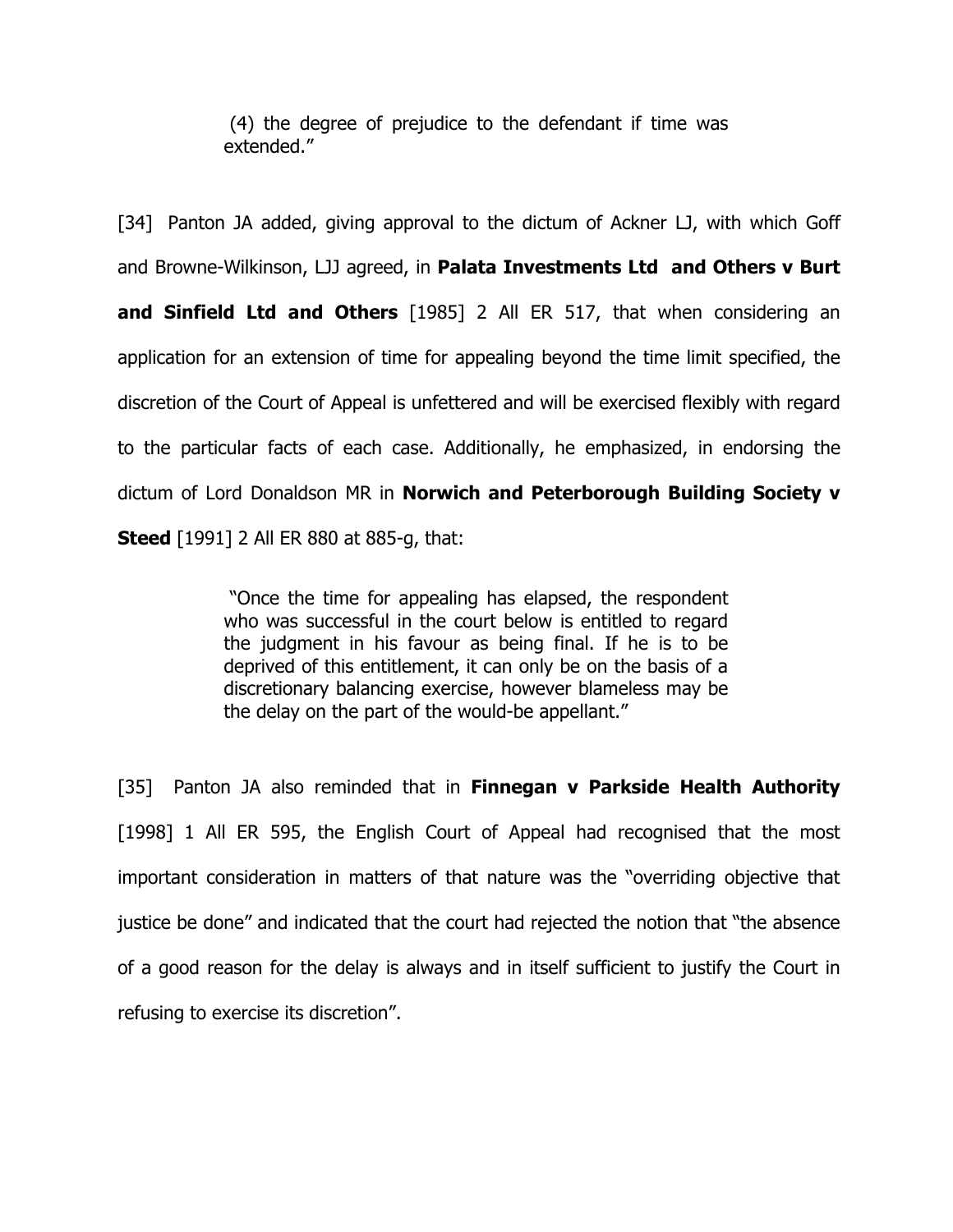> (4) the degree of prejudice to the defendant if time was extended."

[34] Panton JA added, giving approval to the dictum of Ackner LJ, with which Goff and Browne-Wilkinson, LJJ agreed, in **Palata Investments Ltd and Others v Burt and Sinfield Ltd and Others** [1985] 2 All ER 517, that when considering an application for an extension of time for appealing beyond the time limit specified, the discretion of the Court of Appeal is unfettered and will be exercised flexibly with regard to the particular facts of each case. Additionally, he emphasized, in endorsing the dictum of Lord Donaldson MR in **Norwich and Peterborough Building Society v Steed** [1991] 2 All ER 880 at 885-g, that:

> "Once the time for appealing has elapsed, the respondent who was successful in the court below is entitled to regard the judgment in his favour as being final. If he is to be deprived of this entitlement, it can only be on the basis of a discretionary balancing exercise, however blameless may be the delay on the part of the would-be appellant."

[35] Panton JA also reminded that in **Finnegan v Parkside Health Authority** [1998] 1 All ER 595, the English Court of Appeal had recognised that the most important consideration in matters of that nature was the "overriding objective that justice be done" and indicated that the court had rejected the notion that "the absence of a good reason for the delay is always and in itself sufficient to justify the Court in refusing to exercise its discretion".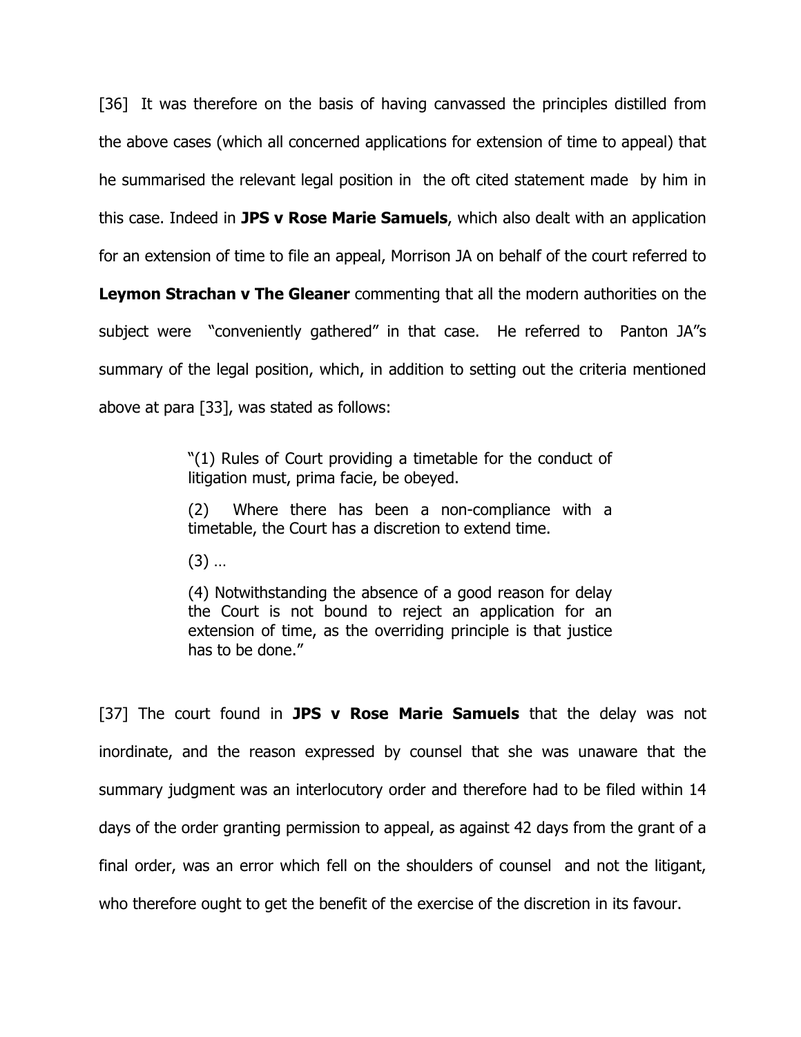[36] It was therefore on the basis of having canvassed the principles distilled from the above cases (which all concerned applications for extension of time to appeal) that he summarised the relevant legal position in the oft cited statement made by him in this case. Indeed in **JPS v Rose Marie Samuels**, which also dealt with an application for an extension of time to file an appeal, Morrison JA on behalf of the court referred to **Leymon Strachan v The Gleaner** commenting that all the modern authorities on the subject were "conveniently gathered" in that case. He referred to Panton JA"s summary of the legal position, which, in addition to setting out the criteria mentioned above at para [33], was stated as follows:

> "(1) Rules of Court providing a timetable for the conduct of litigation must, prima facie, be obeyed.
>
> (2) Where there has been a non-compliance with a timetable, the Court has a discretion to extend time.
>
> (3) …
>
> (4) Notwithstanding the absence of a good reason for delay the Court is not bound to reject an application for an extension of time, as the overriding principle is that justice has to be done."

[37] The court found in **JPS v Rose Marie Samuels** that the delay was not inordinate, and the reason expressed by counsel that she was unaware that the summary judgment was an interlocutory order and therefore had to be filed within 14 days of the order granting permission to appeal, as against 42 days from the grant of a final order, was an error which fell on the shoulders of counsel and not the litigant, who therefore ought to get the benefit of the exercise of the discretion in its favour.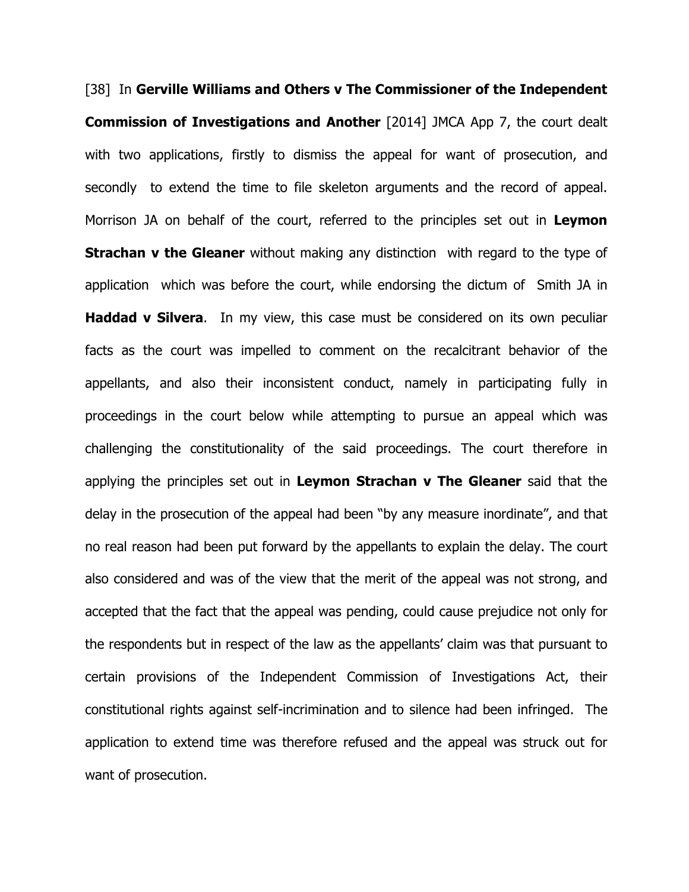[38] In **Gerville Williams and Others v The Commissioner of the Independent Commission of Investigations and Another** [2014] JMCA App 7, the court dealt with two applications, firstly to dismiss the appeal for want of prosecution, and secondly to extend the time to file skeleton arguments and the record of appeal. Morrison JA on behalf of the court, referred to the principles set out in **Leymon Strachan v the Gleaner** without making any distinction with regard to the type of application which was before the court, while endorsing the dictum of Smith JA in **Haddad v Silvera**. In my view, this case must be considered on its own peculiar facts as the court was impelled to comment on the recalcitrant behavior of the appellants, and also their inconsistent conduct, namely in participating fully in proceedings in the court below while attempting to pursue an appeal which was challenging the constitutionality of the said proceedings. The court therefore in applying the principles set out in **Leymon Strachan v The Gleaner** said that the delay in the prosecution of the appeal had been "by any measure inordinate", and that no real reason had been put forward by the appellants to explain the delay. The court also considered and was of the view that the merit of the appeal was not strong, and accepted that the fact that the appeal was pending, could cause prejudice not only for the respondents but in respect of the law as the appellants' claim was that pursuant to certain provisions of the Independent Commission of Investigations Act, their constitutional rights against self-incrimination and to silence had been infringed. The application to extend time was therefore refused and the appeal was struck out for want of prosecution.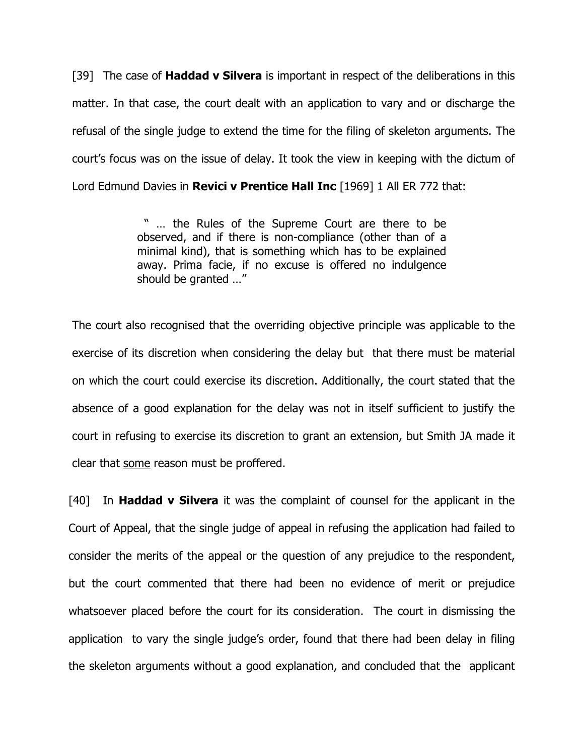[39] The case of **Haddad v Silvera** is important in respect of the deliberations in this matter. In that case, the court dealt with an application to vary and or discharge the refusal of the single judge to extend the time for the filing of skeleton arguments. The court's focus was on the issue of delay. It took the view in keeping with the dictum of Lord Edmund Davies in **Revici v Prentice Hall Inc** [1969] 1 All ER 772 that:

> " … the Rules of the Supreme Court are there to be observed, and if there is non-compliance (other than of a minimal kind), that is something which has to be explained away. Prima facie, if no excuse is offered no indulgence should be granted …"

The court also recognised that the overriding objective principle was applicable to the exercise of its discretion when considering the delay but that there must be material on which the court could exercise its discretion. Additionally, the court stated that the absence of a good explanation for the delay was not in itself sufficient to justify the court in refusing to exercise its discretion to grant an extension, but Smith JA made it clear that <u>some</u> reason must be proffered.

[40] In **Haddad v Silvera** it was the complaint of counsel for the applicant in the Court of Appeal, that the single judge of appeal in refusing the application had failed to consider the merits of the appeal or the question of any prejudice to the respondent, but the court commented that there had been no evidence of merit or prejudice whatsoever placed before the court for its consideration. The court in dismissing the application to vary the single judge's order, found that there had been delay in filing the skeleton arguments without a good explanation, and concluded that the applicant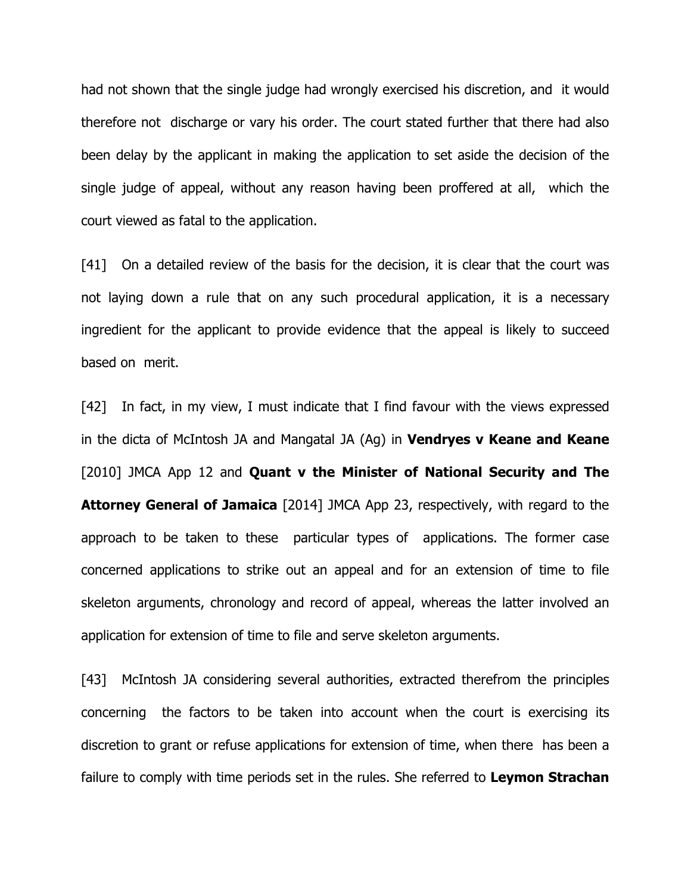had not shown that the single judge had wrongly exercised his discretion, and it would therefore not discharge or vary his order. The court stated further that there had also been delay by the applicant in making the application to set aside the decision of the single judge of appeal, without any reason having been proffered at all, which the court viewed as fatal to the application.

[41] On a detailed review of the basis for the decision, it is clear that the court was not laying down a rule that on any such procedural application, it is a necessary ingredient for the applicant to provide evidence that the appeal is likely to succeed based on merit.

[42] In fact, in my view, I must indicate that I find favour with the views expressed in the dicta of McIntosh JA and Mangatal JA (Ag) in **Vendryes v Keane and Keane** [2010] JMCA App 12 and **Quant v the Minister of National Security and The Attorney General of Jamaica** [2014] JMCA App 23, respectively, with regard to the approach to be taken to these particular types of applications. The former case concerned applications to strike out an appeal and for an extension of time to file skeleton arguments, chronology and record of appeal, whereas the latter involved an application for extension of time to file and serve skeleton arguments.

[43] McIntosh JA considering several authorities, extracted therefrom the principles concerning the factors to be taken into account when the court is exercising its discretion to grant or refuse applications for extension of time, when there has been a failure to comply with time periods set in the rules. She referred to **Leymon Strachan**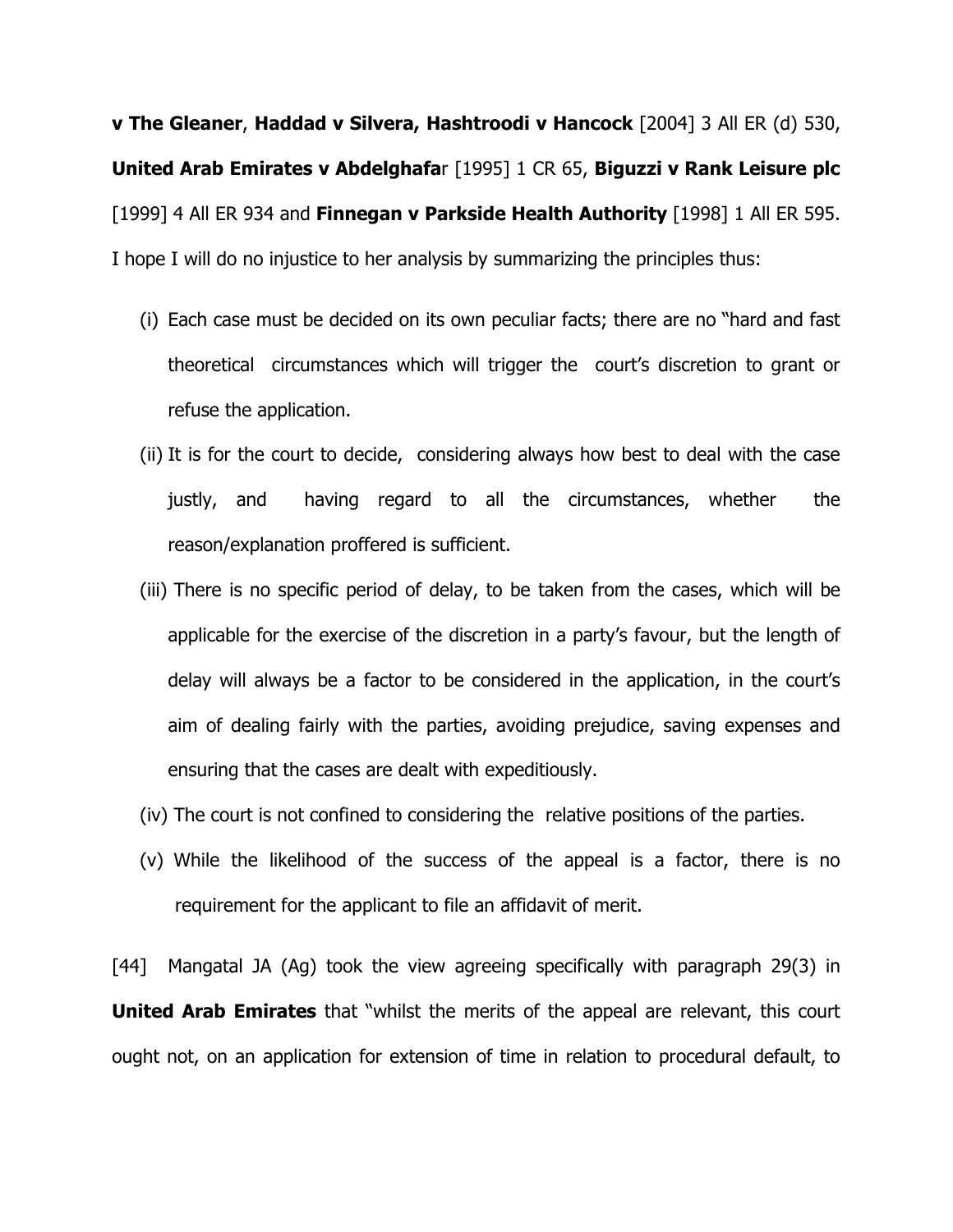**v The Gleaner**, **Haddad v Silvera, Hashtroodi v Hancock** [2004] 3 All ER (d) 530, **United Arab Emirates v Abdelghafa**r [1995] 1 CR 65, **Biguzzi v Rank Leisure plc** [1999] 4 All ER 934 and **Finnegan v Parkside Health Authority** [1998] 1 All ER 595. I hope I will do no injustice to her analysis by summarizing the principles thus:

(i) Each case must be decided on its own peculiar facts; there are no "hard and fast theoretical circumstances which will trigger the court's discretion to grant or refuse the application.

(ii) It is for the court to decide, considering always how best to deal with the case justly, and having regard to all the circumstances, whether the reason/explanation proffered is sufficient.

(iii) There is no specific period of delay, to be taken from the cases, which will be applicable for the exercise of the discretion in a party's favour, but the length of delay will always be a factor to be considered in the application, in the court's aim of dealing fairly with the parties, avoiding prejudice, saving expenses and ensuring that the cases are dealt with expeditiously.

(iv) The court is not confined to considering the relative positions of the parties.

(v) While the likelihood of the success of the appeal is a factor, there is no requirement for the applicant to file an affidavit of merit.

[44] Mangatal JA (Ag) took the view agreeing specifically with paragraph 29(3) in **United Arab Emirates** that "whilst the merits of the appeal are relevant, this court ought not, on an application for extension of time in relation to procedural default, to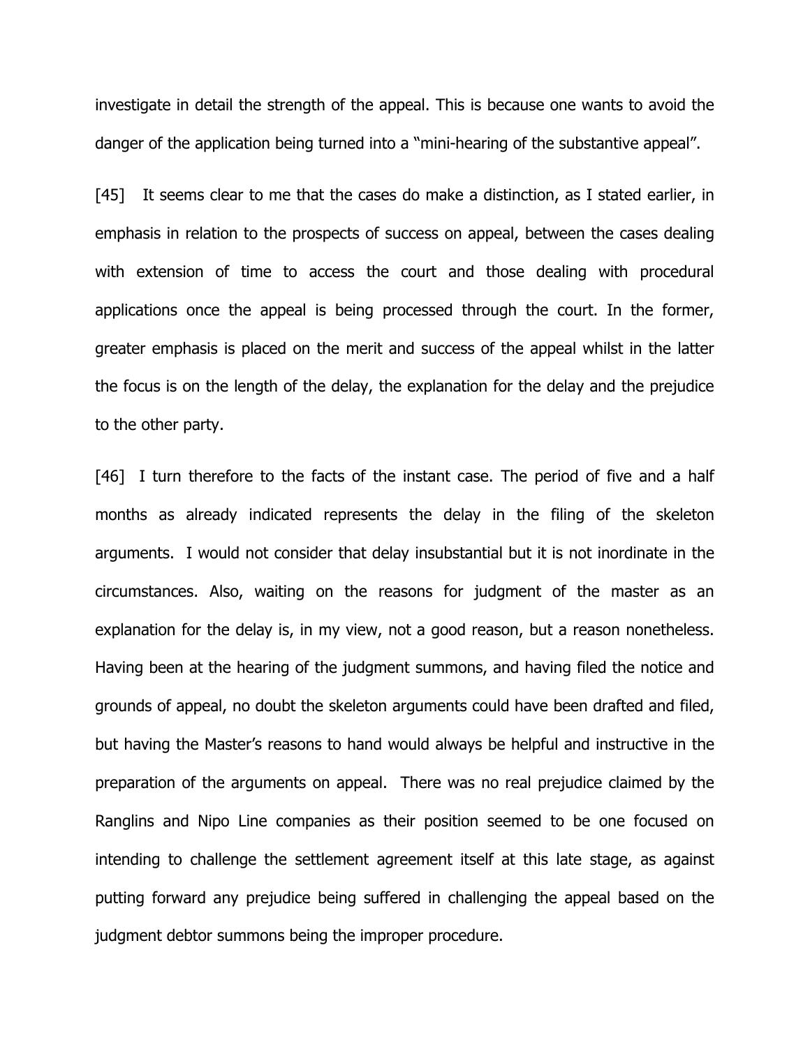investigate in detail the strength of the appeal. This is because one wants to avoid the danger of the application being turned into a "mini-hearing of the substantive appeal".

[45] It seems clear to me that the cases do make a distinction, as I stated earlier, in emphasis in relation to the prospects of success on appeal, between the cases dealing with extension of time to access the court and those dealing with procedural applications once the appeal is being processed through the court. In the former, greater emphasis is placed on the merit and success of the appeal whilst in the latter the focus is on the length of the delay, the explanation for the delay and the prejudice to the other party.

[46] I turn therefore to the facts of the instant case. The period of five and a half months as already indicated represents the delay in the filing of the skeleton arguments. I would not consider that delay insubstantial but it is not inordinate in the circumstances. Also, waiting on the reasons for judgment of the master as an explanation for the delay is, in my view, not a good reason, but a reason nonetheless. Having been at the hearing of the judgment summons, and having filed the notice and grounds of appeal, no doubt the skeleton arguments could have been drafted and filed, but having the Master's reasons to hand would always be helpful and instructive in the preparation of the arguments on appeal. There was no real prejudice claimed by the Ranglins and Nipo Line companies as their position seemed to be one focused on intending to challenge the settlement agreement itself at this late stage, as against putting forward any prejudice being suffered in challenging the appeal based on the judgment debtor summons being the improper procedure.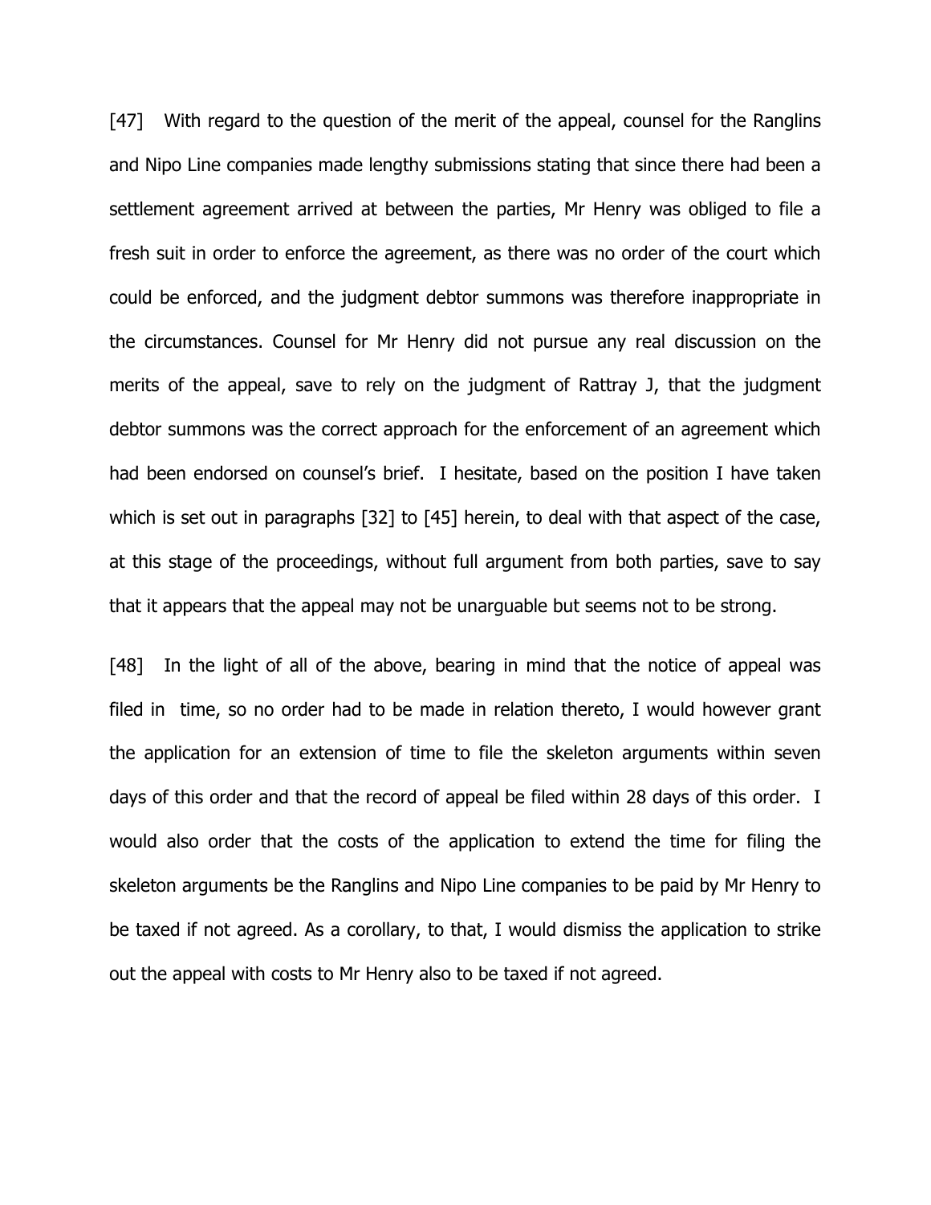[47] With regard to the question of the merit of the appeal, counsel for the Ranglins and Nipo Line companies made lengthy submissions stating that since there had been a settlement agreement arrived at between the parties, Mr Henry was obliged to file a fresh suit in order to enforce the agreement, as there was no order of the court which could be enforced, and the judgment debtor summons was therefore inappropriate in the circumstances. Counsel for Mr Henry did not pursue any real discussion on the merits of the appeal, save to rely on the judgment of Rattray J, that the judgment debtor summons was the correct approach for the enforcement of an agreement which had been endorsed on counsel's brief. I hesitate, based on the position I have taken which is set out in paragraphs [32] to [45] herein, to deal with that aspect of the case, at this stage of the proceedings, without full argument from both parties, save to say that it appears that the appeal may not be unarguable but seems not to be strong.

[48] In the light of all of the above, bearing in mind that the notice of appeal was filed in time, so no order had to be made in relation thereto, I would however grant the application for an extension of time to file the skeleton arguments within seven days of this order and that the record of appeal be filed within 28 days of this order. I would also order that the costs of the application to extend the time for filing the skeleton arguments be the Ranglins and Nipo Line companies to be paid by Mr Henry to be taxed if not agreed. As a corollary, to that, I would dismiss the application to strike out the appeal with costs to Mr Henry also to be taxed if not agreed.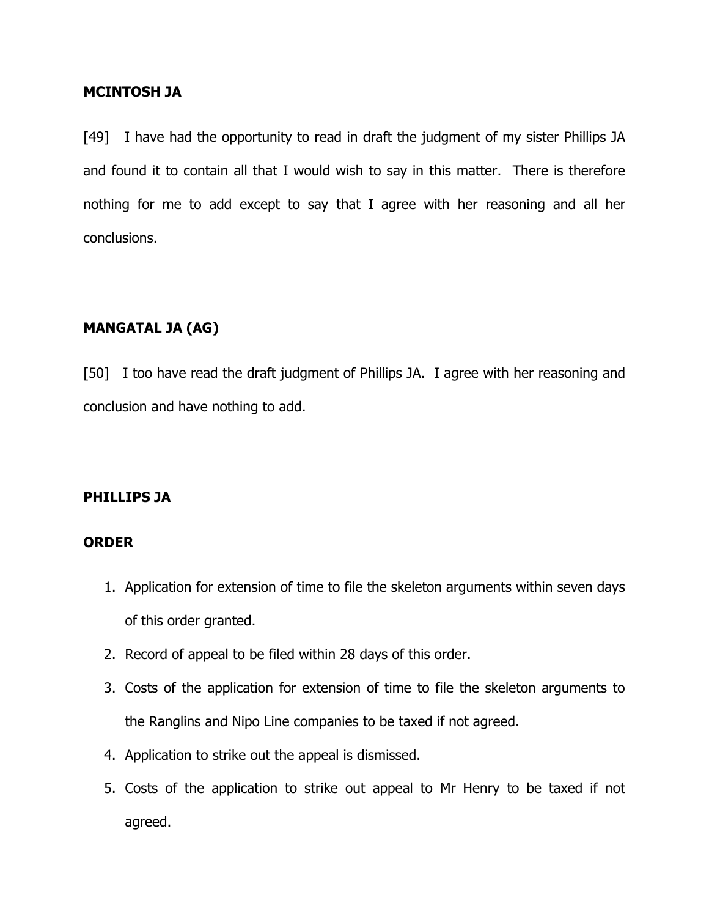**MCINTOSH JA**

[49] I have had the opportunity to read in draft the judgment of my sister Phillips JA and found it to contain all that I would wish to say in this matter. There is therefore nothing for me to add except to say that I agree with her reasoning and all her conclusions.

**MANGATAL JA (AG)**

[50] I too have read the draft judgment of Phillips JA. I agree with her reasoning and conclusion and have nothing to add.

**PHILLIPS JA**

**ORDER**

1. Application for extension of time to file the skeleton arguments within seven days of this order granted.
2. Record of appeal to be filed within 28 days of this order.
3. Costs of the application for extension of time to file the skeleton arguments to the Ranglins and Nipo Line companies to be taxed if not agreed.
4. Application to strike out the appeal is dismissed.
5. Costs of the application to strike out appeal to Mr Henry to be taxed if not agreed.